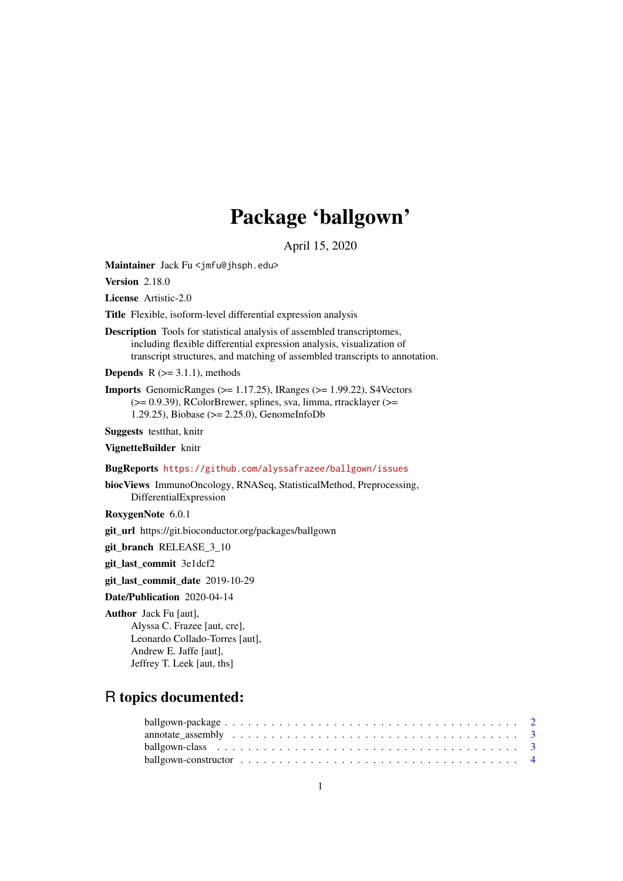# Package 'ballgown'

April 15, 2020

**Maintainer** Jack Fu <jmfu@jhsph.edu>

**Version** 2.18.0

**License** Artistic-2.0

**Title** Flexible, isoform-level differential expression analysis

**Description** Tools for statistical analysis of assembled transcriptomes, including flexible differential expression analysis, visualization of transcript structures, and matching of assembled transcripts to annotation.

**Depends** R (>= 3.1.1), methods

**Imports** GenomicRanges (>= 1.17.25), IRanges (>= 1.99.22), S4Vectors (>= 0.9.39), RColorBrewer, splines, sva, limma, rtracklayer (>= 1.29.25), Biobase (>= 2.25.0), GenomeInfoDb

**Suggests** testthat, knitr

**VignetteBuilder** knitr

**BugReports** https://github.com/alyssafrazee/ballgown/issues

**biocViews** ImmunoOncology, RNASeq, StatisticalMethod, Preprocessing, DifferentialExpression

**RoxygenNote** 6.0.1

**git_url** https://git.bioconductor.org/packages/ballgown

**git_branch** RELEASE_3_10

**git_last_commit** 3e1dcf2

**git_last_commit_date** 2019-10-29

**Date/Publication** 2020-04-14

**Author** Jack Fu [aut],
Alyssa C. Frazee [aut, cre],
Leonardo Collado-Torres [aut],
Andrew E. Jaffe [aut],
Jeffrey T. Leek [aut, ths]

## R topics documented:

ballgown-package . . . . . . . . . . . . . . . . . . . . . . . . . . . . . . . . . . . 2
annotate_assembly . . . . . . . . . . . . . . . . . . . . . . . . . . . . . . . . . . 3
ballgown-class . . . . . . . . . . . . . . . . . . . . . . . . . . . . . . . . . . . . 3
ballgown-constructor . . . . . . . . . . . . . . . . . . . . . . . . . . . . . . . . . 4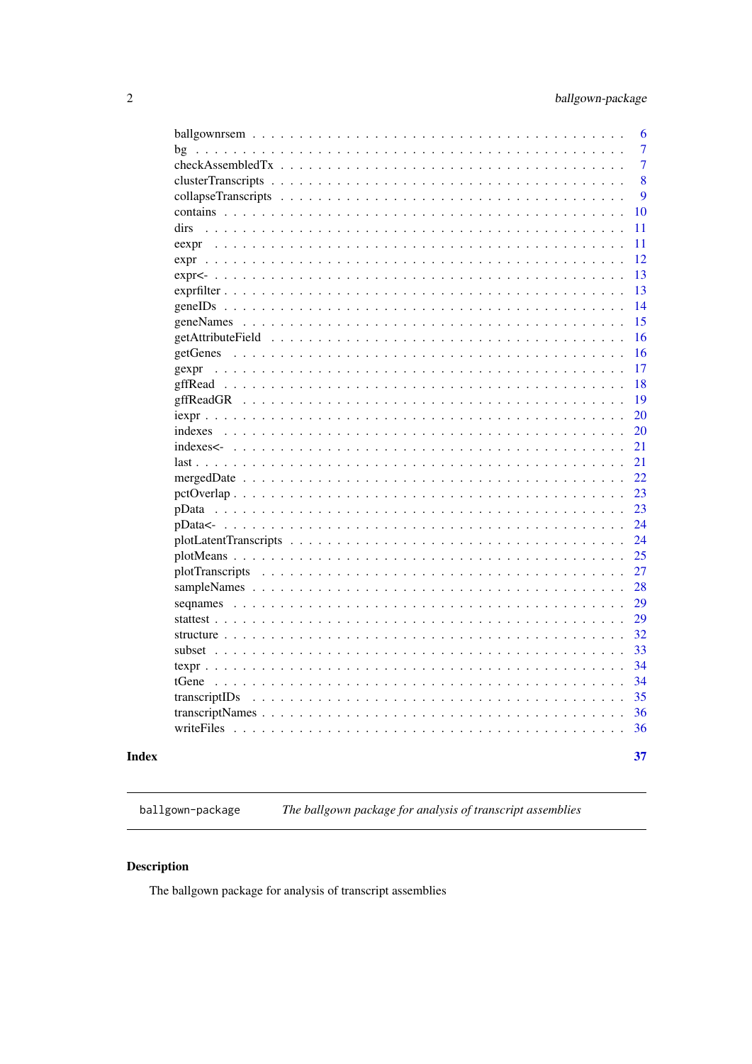ballgownrsem . . . . . . . . . . . . . . . . . . . . . . . . . . . . . . . . . . . . . . 6
bg . . . . . . . . . . . . . . . . . . . . . . . . . . . . . . . . . . . . . . . . . . . 7
checkAssembledTx . . . . . . . . . . . . . . . . . . . . . . . . . . . . . . . . . . . . 7
clusterTranscripts . . . . . . . . . . . . . . . . . . . . . . . . . . . . . . . . . . . 8
collapseTranscripts . . . . . . . . . . . . . . . . . . . . . . . . . . . . . . . . . . 9
contains . . . . . . . . . . . . . . . . . . . . . . . . . . . . . . . . . . . . . . . . 10
dirs . . . . . . . . . . . . . . . . . . . . . . . . . . . . . . . . . . . . . . . . . . 11
eexpr . . . . . . . . . . . . . . . . . . . . . . . . . . . . . . . . . . . . . . . . . 11
expr . . . . . . . . . . . . . . . . . . . . . . . . . . . . . . . . . . . . . . . . . . 12
expr<- . . . . . . . . . . . . . . . . . . . . . . . . . . . . . . . . . . . . . . . . . 13
exprfilter . . . . . . . . . . . . . . . . . . . . . . . . . . . . . . . . . . . . . . . 13
geneIDs . . . . . . . . . . . . . . . . . . . . . . . . . . . . . . . . . . . . . . . . 14
geneNames . . . . . . . . . . . . . . . . . . . . . . . . . . . . . . . . . . . . . . . 15
getAttributeField . . . . . . . . . . . . . . . . . . . . . . . . . . . . . . . . . . . 16
getGenes . . . . . . . . . . . . . . . . . . . . . . . . . . . . . . . . . . . . . . . . 16
gexpr . . . . . . . . . . . . . . . . . . . . . . . . . . . . . . . . . . . . . . . . . 17
gffRead . . . . . . . . . . . . . . . . . . . . . . . . . . . . . . . . . . . . . . . . 18
gffReadGR . . . . . . . . . . . . . . . . . . . . . . . . . . . . . . . . . . . . . . . 19
iexpr . . . . . . . . . . . . . . . . . . . . . . . . . . . . . . . . . . . . . . . . . 20
indexes . . . . . . . . . . . . . . . . . . . . . . . . . . . . . . . . . . . . . . . . 20
indexes<- . . . . . . . . . . . . . . . . . . . . . . . . . . . . . . . . . . . . . . . 21
last . . . . . . . . . . . . . . . . . . . . . . . . . . . . . . . . . . . . . . . . . . 21
mergedDate . . . . . . . . . . . . . . . . . . . . . . . . . . . . . . . . . . . . . . 22
pctOverlap . . . . . . . . . . . . . . . . . . . . . . . . . . . . . . . . . . . . . . 23
pData . . . . . . . . . . . . . . . . . . . . . . . . . . . . . . . . . . . . . . . . . 23
pData<- . . . . . . . . . . . . . . . . . . . . . . . . . . . . . . . . . . . . . . . . 24
plotLatentTranscripts . . . . . . . . . . . . . . . . . . . . . . . . . . . . . . . . 24
plotMeans . . . . . . . . . . . . . . . . . . . . . . . . . . . . . . . . . . . . . . . 25
plotTranscripts . . . . . . . . . . . . . . . . . . . . . . . . . . . . . . . . . . . . 27
sampleNames . . . . . . . . . . . . . . . . . . . . . . . . . . . . . . . . . . . . . . 28
seqnames . . . . . . . . . . . . . . . . . . . . . . . . . . . . . . . . . . . . . . . 29
stattest . . . . . . . . . . . . . . . . . . . . . . . . . . . . . . . . . . . . . . . . 29
structure . . . . . . . . . . . . . . . . . . . . . . . . . . . . . . . . . . . . . . . 32
subset . . . . . . . . . . . . . . . . . . . . . . . . . . . . . . . . . . . . . . . . . 33
texpr . . . . . . . . . . . . . . . . . . . . . . . . . . . . . . . . . . . . . . . . . 34
tGene . . . . . . . . . . . . . . . . . . . . . . . . . . . . . . . . . . . . . . . . . 34
transcriptIDs . . . . . . . . . . . . . . . . . . . . . . . . . . . . . . . . . . . . . 35
transcriptNames . . . . . . . . . . . . . . . . . . . . . . . . . . . . . . . . . . . . 36
writeFiles . . . . . . . . . . . . . . . . . . . . . . . . . . . . . . . . . . . . . . . 36

**Index** **37**

---

`ballgown-package` *The ballgown package for analysis of transcript assemblies*

---

## Description

The ballgown package for analysis of transcript assemblies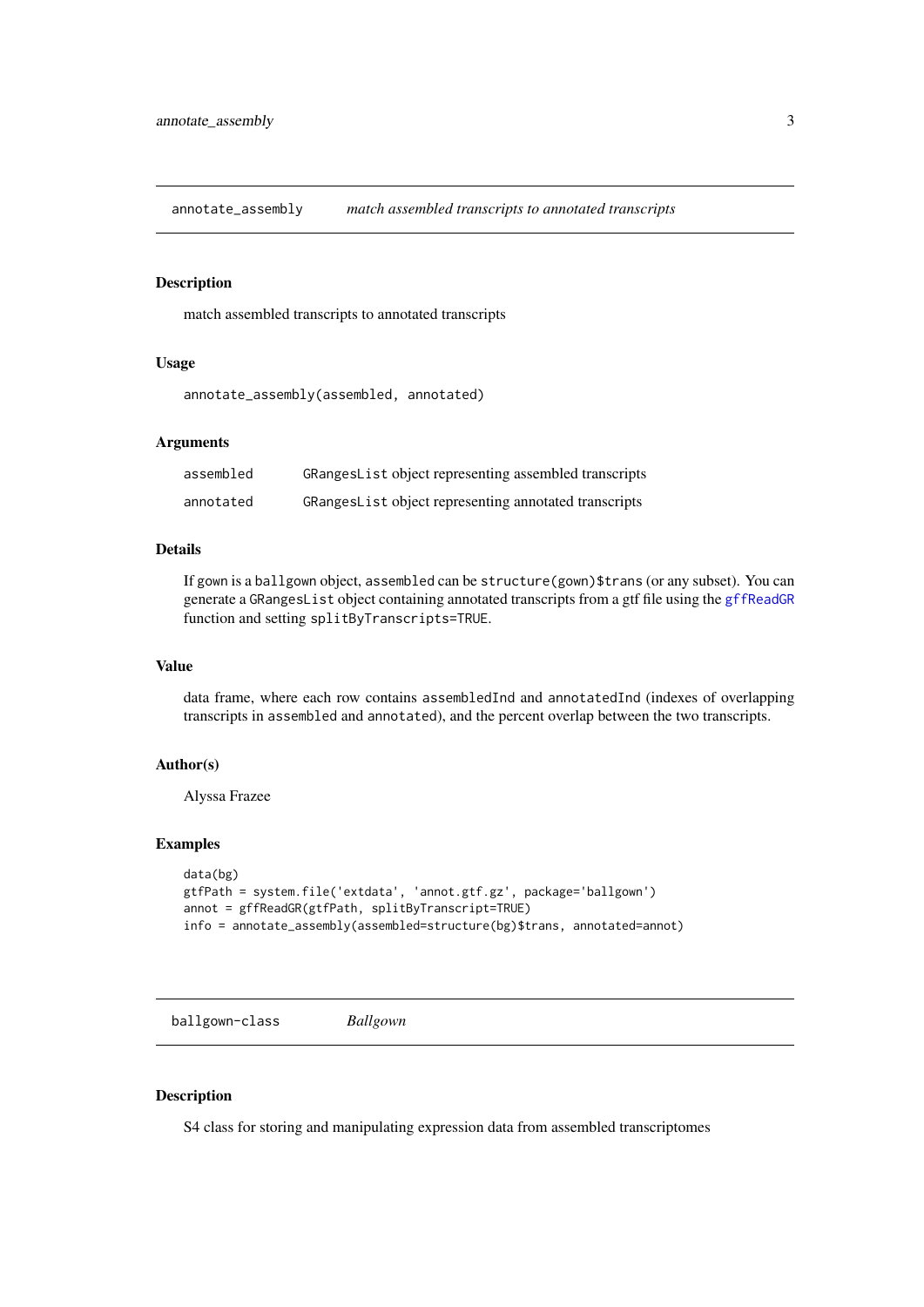## annotate_assembly *match assembled transcripts to annotated transcripts*

### Description

match assembled transcripts to annotated transcripts

### Usage

```
annotate_assembly(assembled, annotated)
```

### Arguments

| | |
|---|---|
| assembled | GRangesList object representing assembled transcripts |
| annotated | GRangesList object representing annotated transcripts |

### Details

If gown is a ballgown object, assembled can be structure(gown)$trans (or any subset). You can generate a GRangesList object containing annotated transcripts from a gtf file using the gffReadGR function and setting splitByTranscripts=TRUE.

### Value

data frame, where each row contains assembledInd and annotatedInd (indexes of overlapping transcripts in assembled and annotated), and the percent overlap between the two transcripts.

### Author(s)

Alyssa Frazee

### Examples

```
data(bg)
gtfPath = system.file('extdata', 'annot.gtf.gz', package='ballgown')
annot = gffReadGR(gtfPath, splitByTranscript=TRUE)
info = annotate_assembly(assembled=structure(bg)$trans, annotated=annot)
```

## ballgown-class *Ballgown*

### Description

S4 class for storing and manipulating expression data from assembled transcriptomes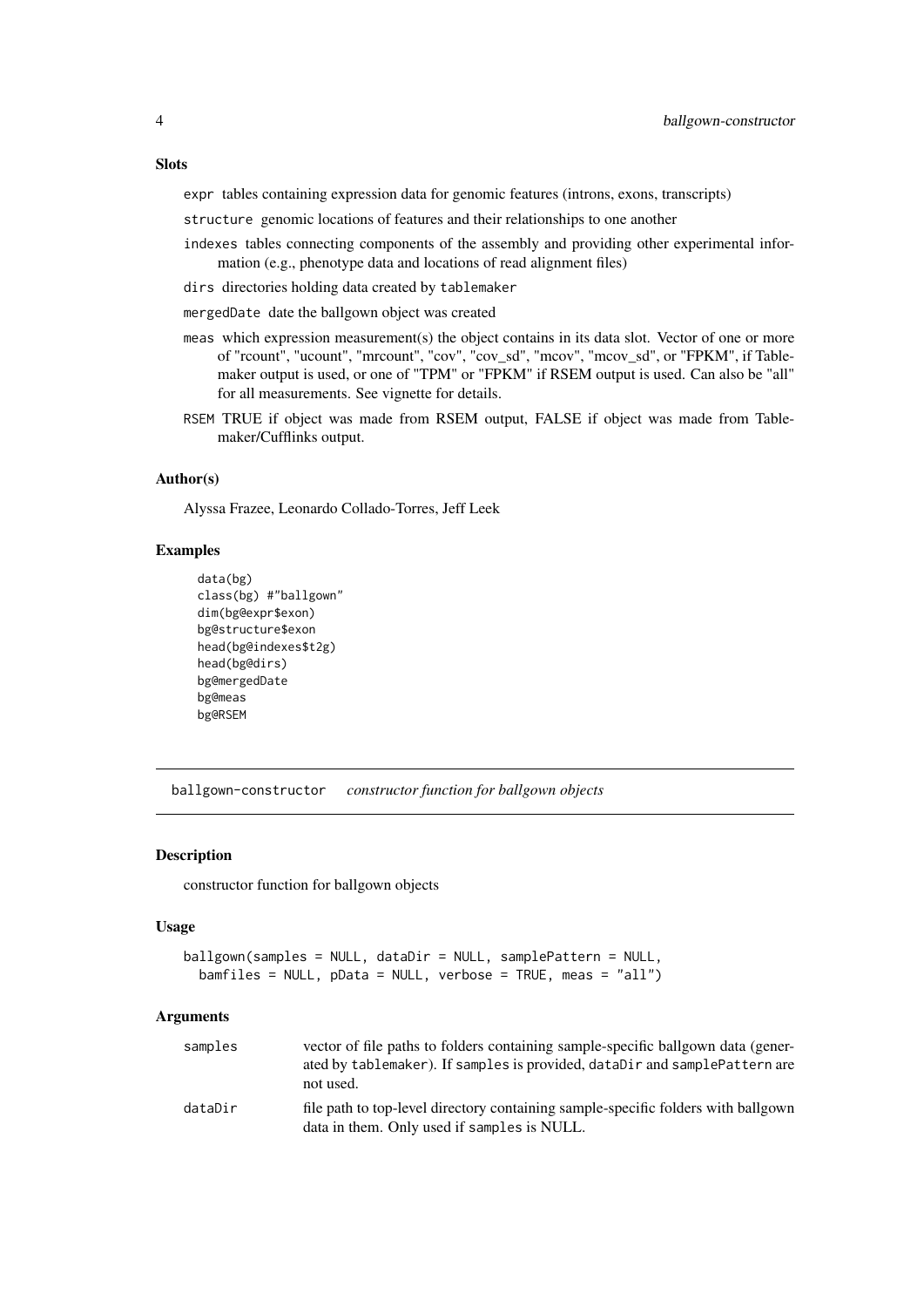### Slots

- `expr` tables containing expression data for genomic features (introns, exons, transcripts)
- `structure` genomic locations of features and their relationships to one another
- `indexes` tables connecting components of the assembly and providing other experimental information (e.g., phenotype data and locations of read alignment files)
- `dirs` directories holding data created by `tablemaker`
- `mergedDate` date the ballgown object was created
- `meas` which expression measurement(s) the object contains in its data slot. Vector of one or more of "rcount", "ucount", "mrcount", "cov", "cov_sd", "mcov", "mcov_sd", or "FPKM", if Tablemaker output is used, or one of "TPM" or "FPKM" if RSEM output is used. Can also be "all" for all measurements. See vignette for details.
- `RSEM` TRUE if object was made from RSEM output, FALSE if object was made from Tablemaker/Cufflinks output.

### Author(s)

Alyssa Frazee, Leonardo Collado-Torres, Jeff Leek

### Examples

```
data(bg)
class(bg) #"ballgown"
dim(bg@expr$exon)
bg@structure$exon
head(bg@indexes$t2g)
head(bg@dirs)
bg@mergedDate
bg@meas
bg@RSEM
```

---

## ballgown-constructor *constructor function for ballgown objects*

### Description

constructor function for ballgown objects

### Usage

```
ballgown(samples = NULL, dataDir = NULL, samplePattern = NULL,
  bamfiles = NULL, pData = NULL, verbose = TRUE, meas = "all")
```

### Arguments

| | |
|---|---|
| `samples` | vector of file paths to folders containing sample-specific ballgown data (generated by `tablemaker`). If `samples` is provided, `dataDir` and `samplePattern` are not used. |
| `dataDir` | file path to top-level directory containing sample-specific folders with ballgown data in them. Only used if `samples` is NULL. |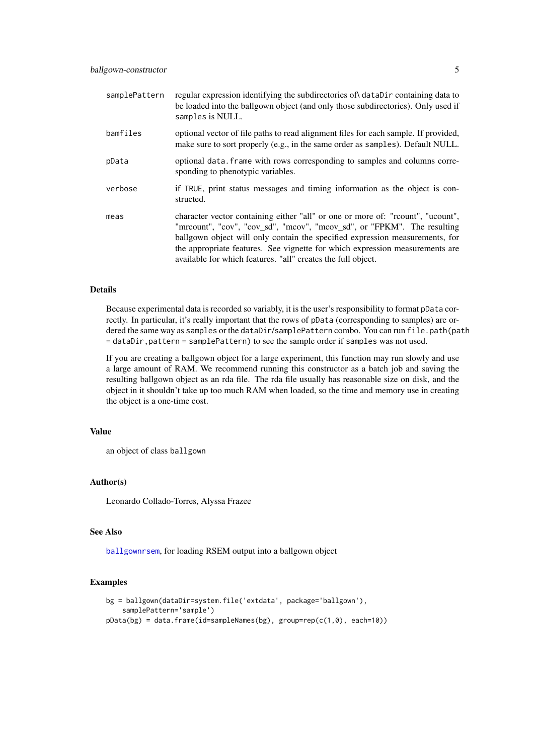| | |
|---|---|
| samplePattern | regular expression identifying the subdirectories of\ dataDir containing data to be loaded into the ballgown object (and only those subdirectories). Only used if samples is NULL. |
| bamfiles | optional vector of file paths to read alignment files for each sample. If provided, make sure to sort properly (e.g., in the same order as samples). Default NULL. |
| pData | optional data.frame with rows corresponding to samples and columns corresponding to phenotypic variables. |
| verbose | if TRUE, print status messages and timing information as the object is constructed. |
| meas | character vector containing either "all" or one or more of: "rcount", "ucount", "mrcount", "cov", "cov_sd", "mcov", "mcov_sd", or "FPKM". The resulting ballgown object will only contain the specified expression measurements, for the appropriate features. See vignette for which expression measurements are available for which features. "all" creates the full object. |

## Details

Because experimental data is recorded so variably, it is the user's responsibility to format pData correctly. In particular, it's really important that the rows of pData (corresponding to samples) are ordered the same way as samples or the dataDir/samplePattern combo. You can run file.path(path = dataDir,pattern = samplePattern) to see the sample order if samples was not used.

If you are creating a ballgown object for a large experiment, this function may run slowly and use a large amount of RAM. We recommend running this constructor as a batch job and saving the resulting ballgown object as an rda file. The rda file usually has reasonable size on disk, and the object in it shouldn't take up too much RAM when loaded, so the time and memory use in creating the object is a one-time cost.

## Value

an object of class ballgown

## Author(s)

Leonardo Collado-Torres, Alyssa Frazee

## See Also

ballgownrsem, for loading RSEM output into a ballgown object

## Examples

```
bg = ballgown(dataDir=system.file('extdata', package='ballgown'),
    samplePattern='sample')
pData(bg) = data.frame(id=sampleNames(bg), group=rep(c(1,0), each=10))
```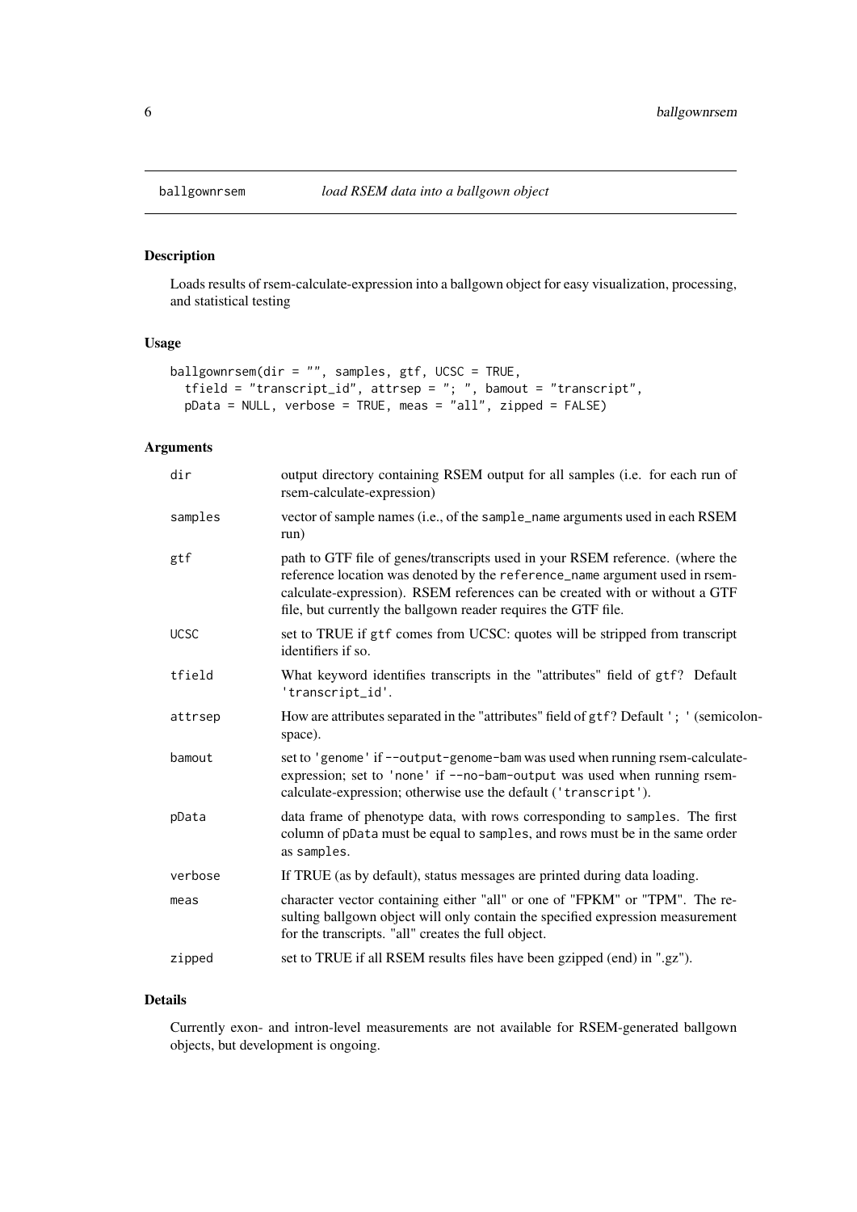# ballgownrsem *load RSEM data into a ballgown object*

## Description

Loads results of rsem-calculate-expression into a ballgown object for easy visualization, processing, and statistical testing

## Usage

```
ballgownrsem(dir = "", samples, gtf, UCSC = TRUE,
  tfield = "transcript_id", attrsep = "; ", bamout = "transcript",
  pData = NULL, verbose = TRUE, meas = "all", zipped = FALSE)
```

## Arguments

| | |
|---|---|
| dir | output directory containing RSEM output for all samples (i.e. for each run of rsem-calculate-expression) |
| samples | vector of sample names (i.e., of the `sample_name` arguments used in each RSEM run) |
| gtf | path to GTF file of genes/transcripts used in your RSEM reference. (where the reference location was denoted by the `reference_name` argument used in rsem-calculate-expression). RSEM references can be created with or without a GTF file, but currently the ballgown reader requires the GTF file. |
| UCSC | set to TRUE if `gtf` comes from UCSC: quotes will be stripped from transcript identifiers if so. |
| tfield | What keyword identifies transcripts in the "attributes" field of `gtf`? Default `'transcript_id'`. |
| attrsep | How are attributes separated in the "attributes" field of `gtf`? Default `'; '` (semicolon-space). |
| bamout | set to `'genome'` if `--output-genome-bam` was used when running rsem-calculate-expression; set to `'none'` if `--no-bam-output` was used when running rsem-calculate-expression; otherwise use the default (`'transcript'`). |
| pData | data frame of phenotype data, with rows corresponding to `samples`. The first column of `pData` must be equal to `samples`, and rows must be in the same order as `samples`. |
| verbose | If TRUE (as by default), status messages are printed during data loading. |
| meas | character vector containing either "all" or one of "FPKM" or "TPM". The resulting ballgown object will only contain the specified expression measurement for the transcripts. "all" creates the full object. |
| zipped | set to TRUE if all RSEM results files have been gzipped (end) in ".gz"). |

## Details

Currently exon- and intron-level measurements are not available for RSEM-generated ballgown objects, but development is ongoing.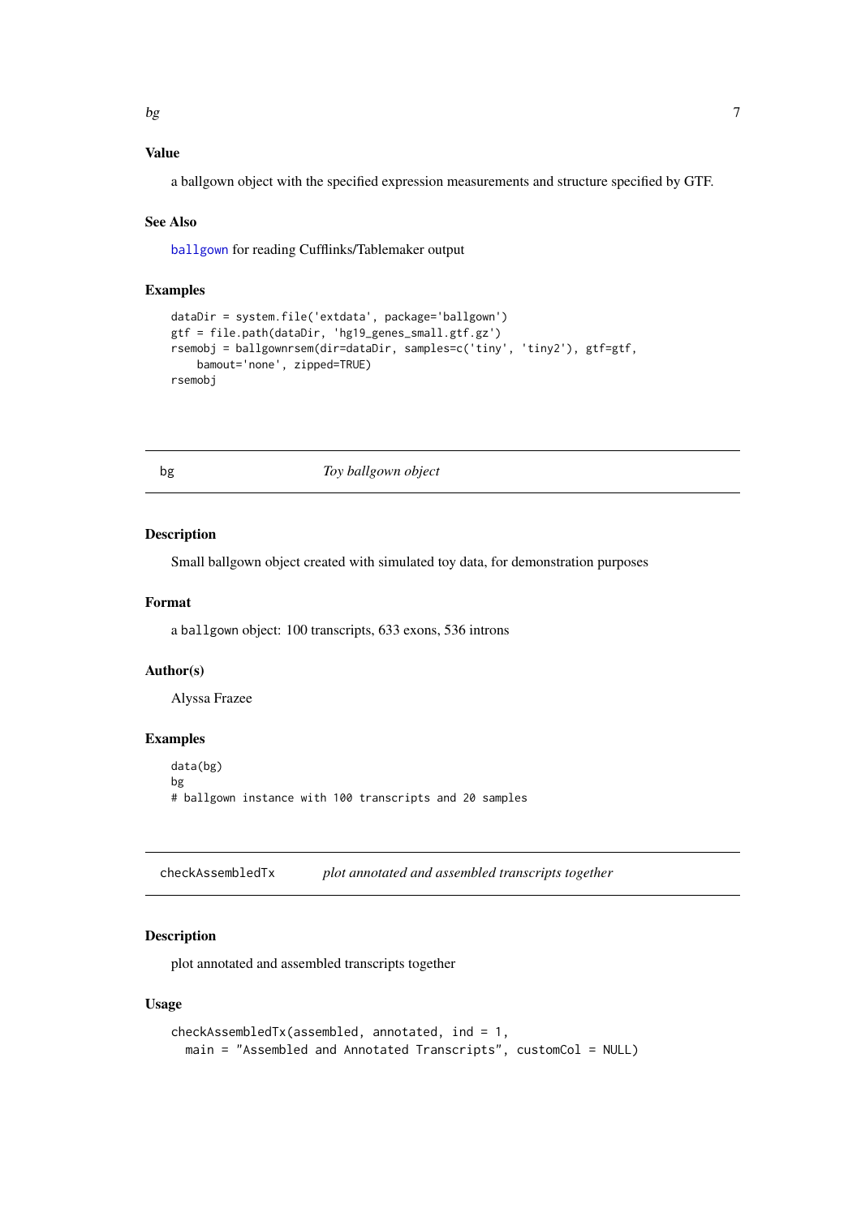### Value

a ballgown object with the specified expression measurements and structure specified by GTF.

### See Also

ballgown for reading Cufflinks/Tablemaker output

### Examples

```
dataDir = system.file('extdata', package='ballgown')
gtf = file.path(dataDir, 'hg19_genes_small.gtf.gz')
rsemobj = ballgownrsem(dir=dataDir, samples=c('tiny', 'tiny2'), gtf=gtf,
    bamout='none', zipped=TRUE)
rsemobj
```

---

## bg — *Toy ballgown object*

### Description

Small ballgown object created with simulated toy data, for demonstration purposes

### Format

a ballgown object: 100 transcripts, 633 exons, 536 introns

### Author(s)

Alyssa Frazee

### Examples

```
data(bg)
bg
# ballgown instance with 100 transcripts and 20 samples
```

---

## checkAssembledTx — *plot annotated and assembled transcripts together*

### Description

plot annotated and assembled transcripts together

### Usage

```
checkAssembledTx(assembled, annotated, ind = 1,
  main = "Assembled and Annotated Transcripts", customCol = NULL)
```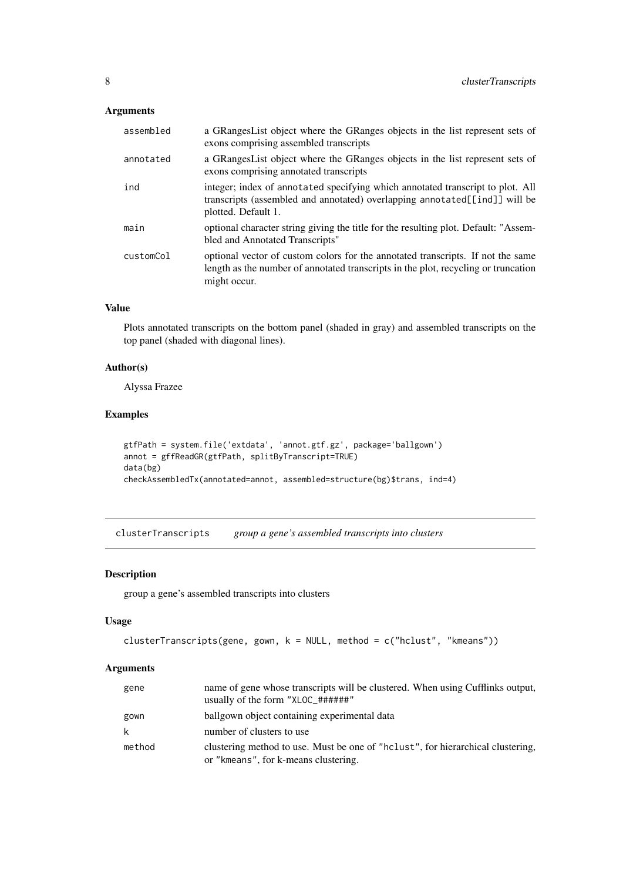### Arguments

| | |
|---|---|
| `assembled` | a GRangesList object where the GRanges objects in the list represent sets of exons comprising assembled transcripts |
| `annotated` | a GRangesList object where the GRanges objects in the list represent sets of exons comprising annotated transcripts |
| `ind` | integer; index of `annotated` specifying which annotated transcript to plot. All transcripts (assembled and annotated) overlapping `annotated[[ind]]` will be plotted. Default 1. |
| `main` | optional character string giving the title for the resulting plot. Default: "Assembled and Annotated Transcripts" |
| `customCol` | optional vector of custom colors for the annotated transcripts. If not the same length as the number of annotated transcripts in the plot, recycling or truncation might occur. |

### Value

Plots annotated transcripts on the bottom panel (shaded in gray) and assembled transcripts on the top panel (shaded with diagonal lines).

### Author(s)

Alyssa Frazee

### Examples

```
gtfPath = system.file('extdata', 'annot.gtf.gz', package='ballgown')
annot = gffReadGR(gtfPath, splitByTranscript=TRUE)
data(bg)
checkAssembledTx(annotated=annot, assembled=structure(bg)$trans, ind=4)
```

---

## clusterTranscripts    *group a gene's assembled transcripts into clusters*

---

### Description

group a gene's assembled transcripts into clusters

### Usage

```
clusterTranscripts(gene, gown, k = NULL, method = c("hclust", "kmeans"))
```

### Arguments

| | |
|---|---|
| `gene` | name of gene whose transcripts will be clustered. When using Cufflinks output, usually of the form `"XLOC_######"` |
| `gown` | ballgown object containing experimental data |
| `k` | number of clusters to use |
| `method` | clustering method to use. Must be one of `"hclust"`, for hierarchical clustering, or `"kmeans"`, for k-means clustering. |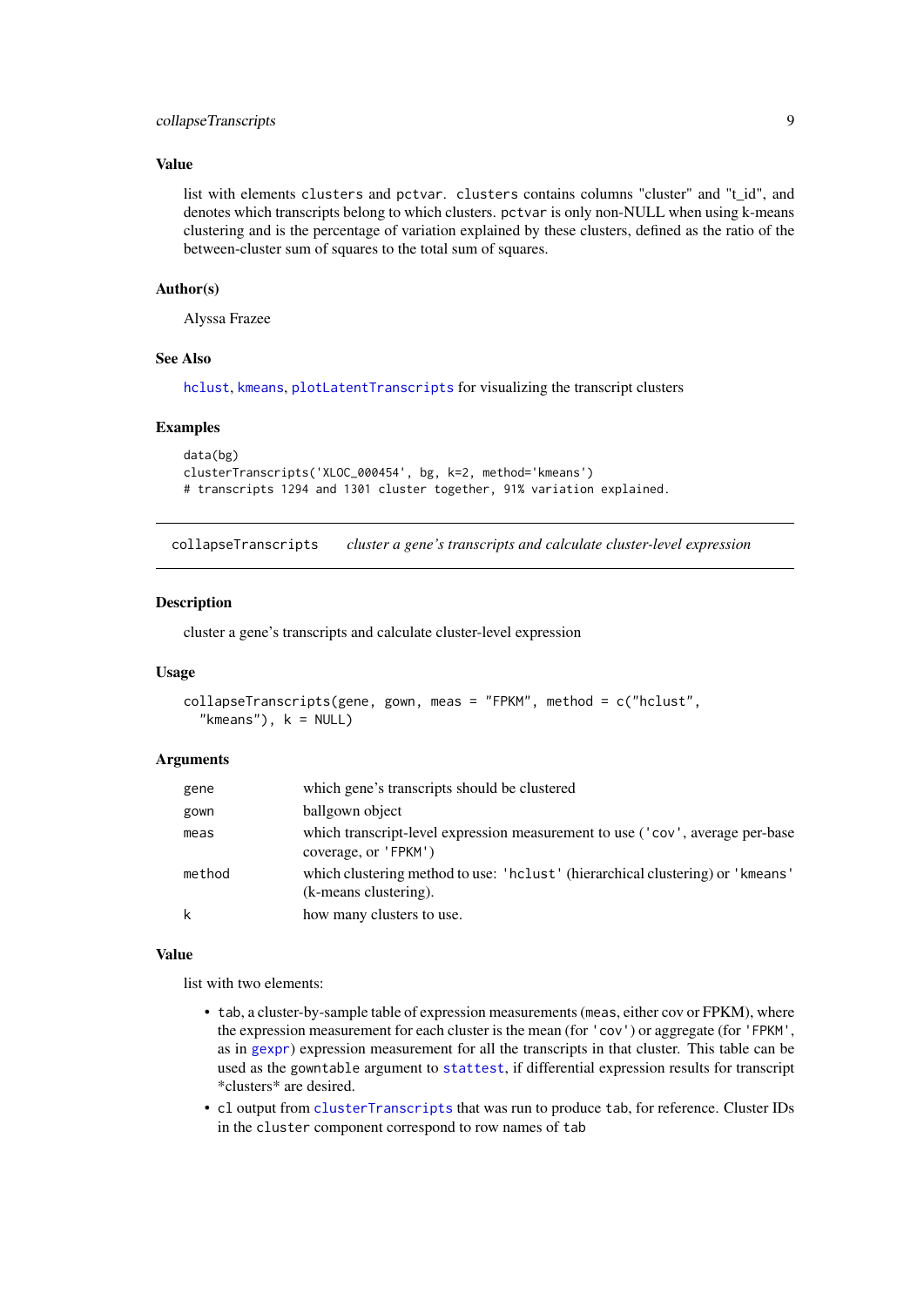### Value

list with elements `clusters` and `pctvar`. `clusters` contains columns "cluster" and "t_id", and denotes which transcripts belong to which clusters. `pctvar` is only non-NULL when using k-means clustering and is the percentage of variation explained by these clusters, defined as the ratio of the between-cluster sum of squares to the total sum of squares.

### Author(s)

Alyssa Frazee

### See Also

`hclust`, `kmeans`, `plotLatentTranscripts` for visualizing the transcript clusters

### Examples

```
data(bg)
clusterTranscripts('XLOC_000454', bg, k=2, method='kmeans')
# transcripts 1294 and 1301 cluster together, 91% variation explained.
```

---

## collapseTranscripts &nbsp;&nbsp;&nbsp; *cluster a gene's transcripts and calculate cluster-level expression*

---

### Description

cluster a gene's transcripts and calculate cluster-level expression

### Usage

```
collapseTranscripts(gene, gown, meas = "FPKM", method = c("hclust",
  "kmeans"), k = NULL)
```

### Arguments

| | |
|---|---|
| `gene` | which gene's transcripts should be clustered |
| `gown` | ballgown object |
| `meas` | which transcript-level expression measurement to use (`'cov'`, average per-base coverage, or `'FPKM'`) |
| `method` | which clustering method to use: `'hclust'` (hierarchical clustering) or `'kmeans'` (k-means clustering). |
| `k` | how many clusters to use. |

### Value

list with two elements:

- `tab`, a cluster-by-sample table of expression measurements (`meas`, either cov or FPKM), where the expression measurement for each cluster is the mean (for `'cov'`) or aggregate (for `'FPKM'`, as in `gexpr`) expression measurement for all the transcripts in that cluster. This table can be used as the `gowntable` argument to `stattest`, if differential expression results for transcript *clusters* are desired.
- `cl` output from `clusterTranscripts` that was run to produce `tab`, for reference. Cluster IDs in the `cluster` component correspond to row names of `tab`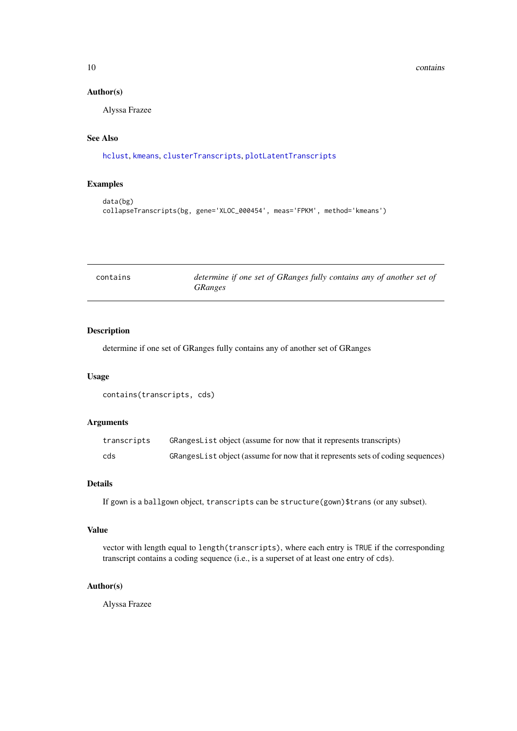### Author(s)

Alyssa Frazee

### See Also

hclust, kmeans, clusterTranscripts, plotLatentTranscripts

### Examples

```
data(bg)
collapseTranscripts(bg, gene='XLOC_000454', meas='FPKM', method='kmeans')
```

---

## contains — *determine if one set of GRanges fully contains any of another set of GRanges*

---

### Description

determine if one set of GRanges fully contains any of another set of GRanges

### Usage

```
contains(transcripts, cds)
```

### Arguments

| | |
|---|---|
| transcripts | `GRangesList` object (assume for now that it represents transcripts) |
| cds | `GRangesList` object (assume for now that it represents sets of coding sequences) |

### Details

If gown is a `ballgown` object, `transcripts` can be `structure(gown)$trans` (or any subset).

### Value

vector with length equal to `length(transcripts)`, where each entry is `TRUE` if the corresponding transcript contains a coding sequence (i.e., is a superset of at least one entry of `cds`).

### Author(s)

Alyssa Frazee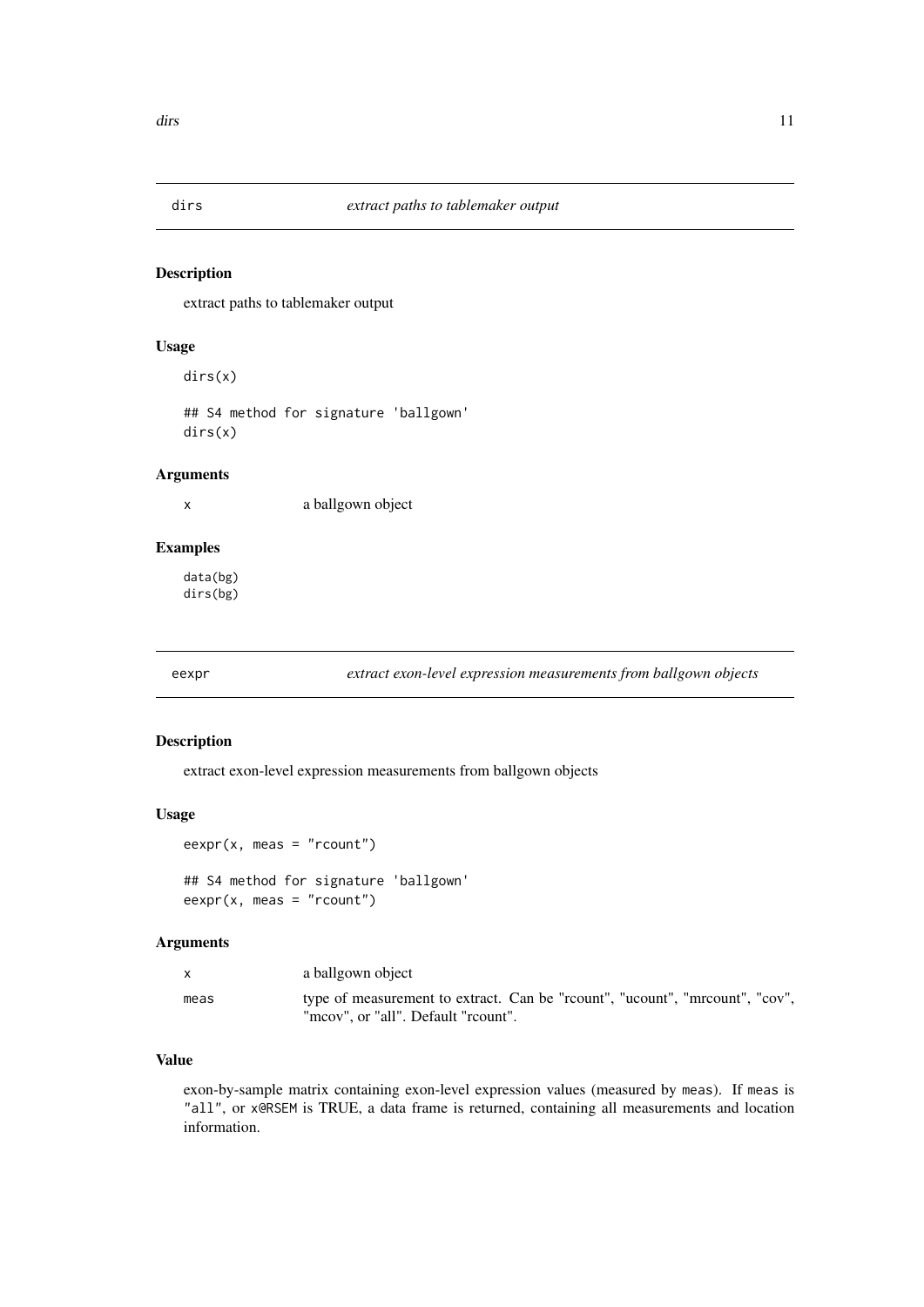## dirs — *extract paths to tablemaker output*

### Description

extract paths to tablemaker output

### Usage

```
dirs(x)

## S4 method for signature 'ballgown'
dirs(x)
```

### Arguments

| | |
|---|---|
| x | a ballgown object |

### Examples

```
data(bg)
dirs(bg)
```

## eexpr — *extract exon-level expression measurements from ballgown objects*

### Description

extract exon-level expression measurements from ballgown objects

### Usage

```
eexpr(x, meas = "rcount")

## S4 method for signature 'ballgown'
eexpr(x, meas = "rcount")
```

### Arguments

| | |
|---|---|
| x | a ballgown object |
| meas | type of measurement to extract. Can be "rcount", "ucount", "mrcount", "cov", "mcov", or "all". Default "rcount". |

### Value

exon-by-sample matrix containing exon-level expression values (measured by `meas`). If `meas` is `"all"`, or `x@RSEM` is TRUE, a data frame is returned, containing all measurements and location information.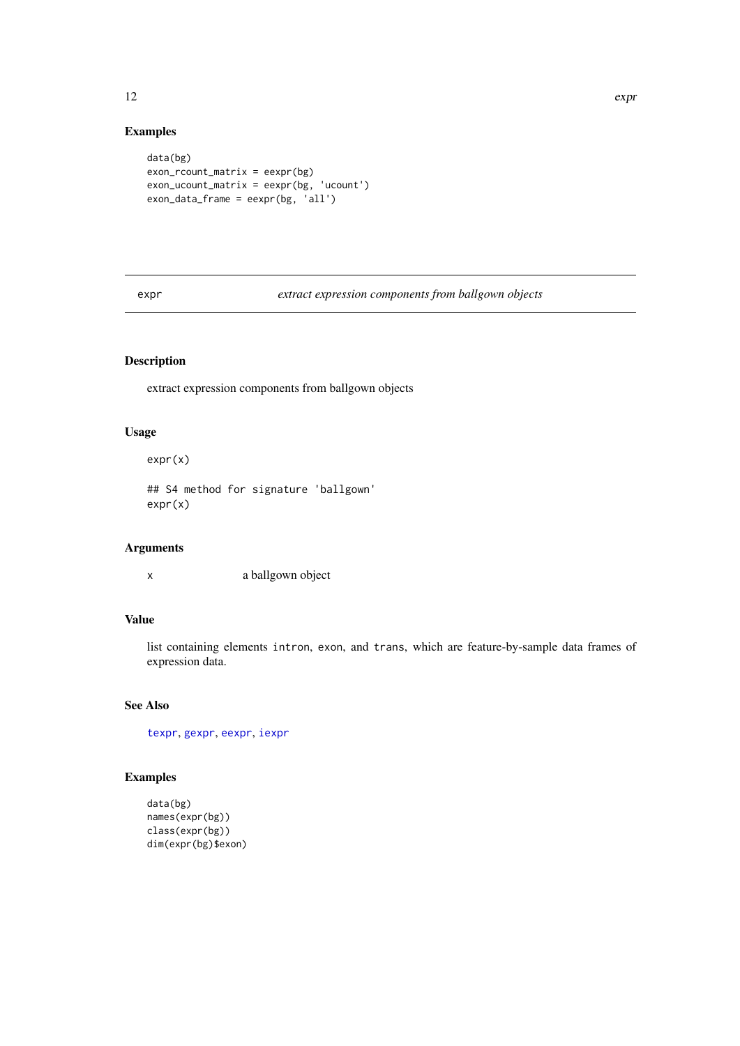### Examples

```
data(bg)
exon_rcount_matrix = eexpr(bg)
exon_ucount_matrix = eexpr(bg, 'ucount')
exon_data_frame = eexpr(bg, 'all')
```

---

## expr — *extract expression components from ballgown objects*

---

### Description

extract expression components from ballgown objects

### Usage

```
expr(x)

## S4 method for signature 'ballgown'
expr(x)
```

### Arguments

| | |
|---|---|
| x | a ballgown object |

### Value

list containing elements `intron`, `exon`, and `trans`, which are feature-by-sample data frames of expression data.

### See Also

`texpr`, `gexpr`, `eexpr`, `iexpr`

### Examples

```
data(bg)
names(expr(bg))
class(expr(bg))
dim(expr(bg)$exon)
```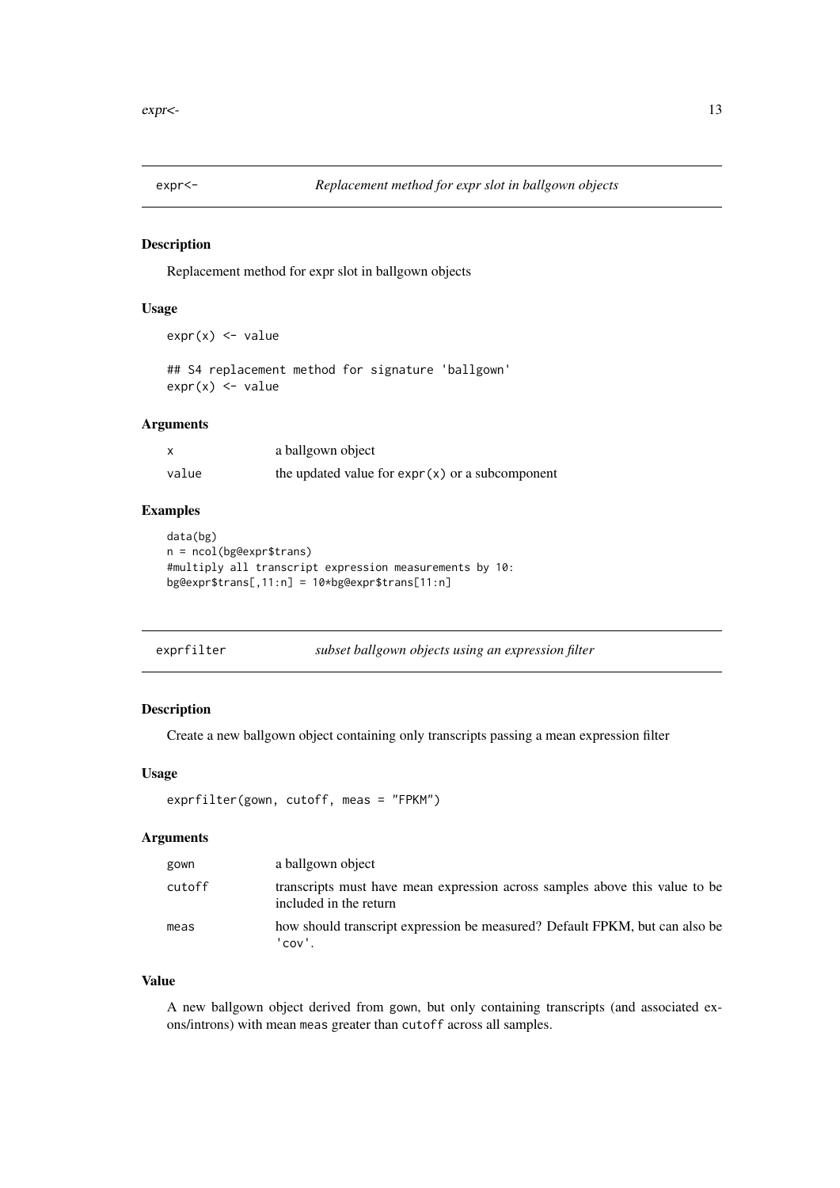## expr<-   *Replacement method for expr slot in ballgown objects*

### Description

Replacement method for expr slot in ballgown objects

### Usage

```
expr(x) <- value

## S4 replacement method for signature 'ballgown'
expr(x) <- value
```

### Arguments

| | |
|---|---|
| x | a ballgown object |
| value | the updated value for `expr(x)` or a subcomponent |

### Examples

```
data(bg)
n = ncol(bg@expr$trans)
#multiply all transcript expression measurements by 10:
bg@expr$trans[,11:n] = 10*bg@expr$trans[11:n]
```

## exprfilter   *subset ballgown objects using an expression filter*

### Description

Create a new ballgown object containing only transcripts passing a mean expression filter

### Usage

```
exprfilter(gown, cutoff, meas = "FPKM")
```

### Arguments

| | |
|---|---|
| gown | a ballgown object |
| cutoff | transcripts must have mean expression across samples above this value to be included in the return |
| meas | how should transcript expression be measured? Default FPKM, but can also be 'cov'. |

### Value

A new ballgown object derived from gown, but only containing transcripts (and associated exons/introns) with mean meas greater than cutoff across all samples.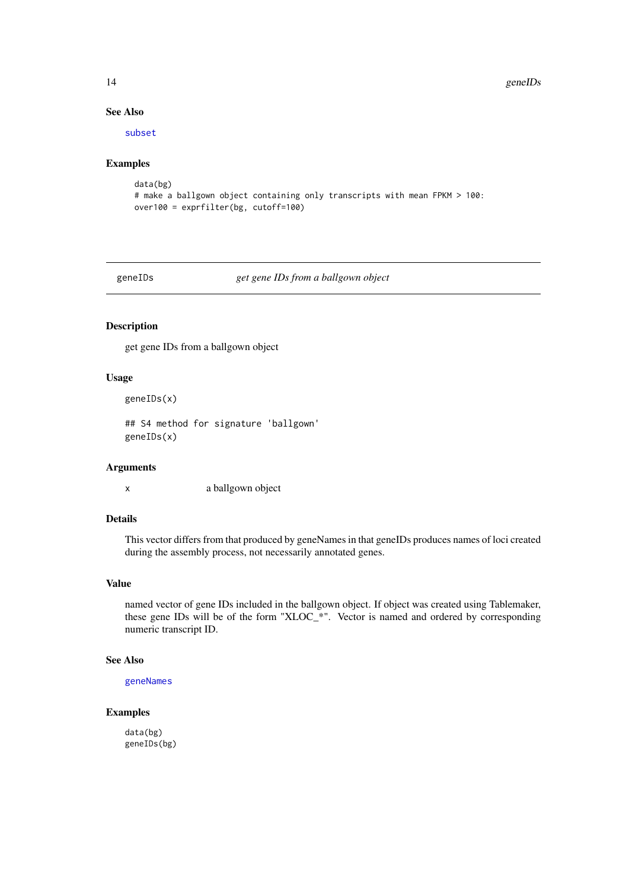### See Also

subset

### Examples

```
data(bg)
# make a ballgown object containing only transcripts with mean FPKM > 100:
over100 = exprfilter(bg, cutoff=100)
```

---

## geneIDs *get gene IDs from a ballgown object*

---

### Description

get gene IDs from a ballgown object

### Usage

```
geneIDs(x)

## S4 method for signature 'ballgown'
geneIDs(x)
```

### Arguments

| | |
|---|---|
| x | a ballgown object |

### Details

This vector differs from that produced by geneNames in that geneIDs produces names of loci created during the assembly process, not necessarily annotated genes.

### Value

named vector of gene IDs included in the ballgown object. If object was created using Tablemaker, these gene IDs will be of the form "XLOC_*". Vector is named and ordered by corresponding numeric transcript ID.

### See Also

geneNames

### Examples

```
data(bg)
geneIDs(bg)
```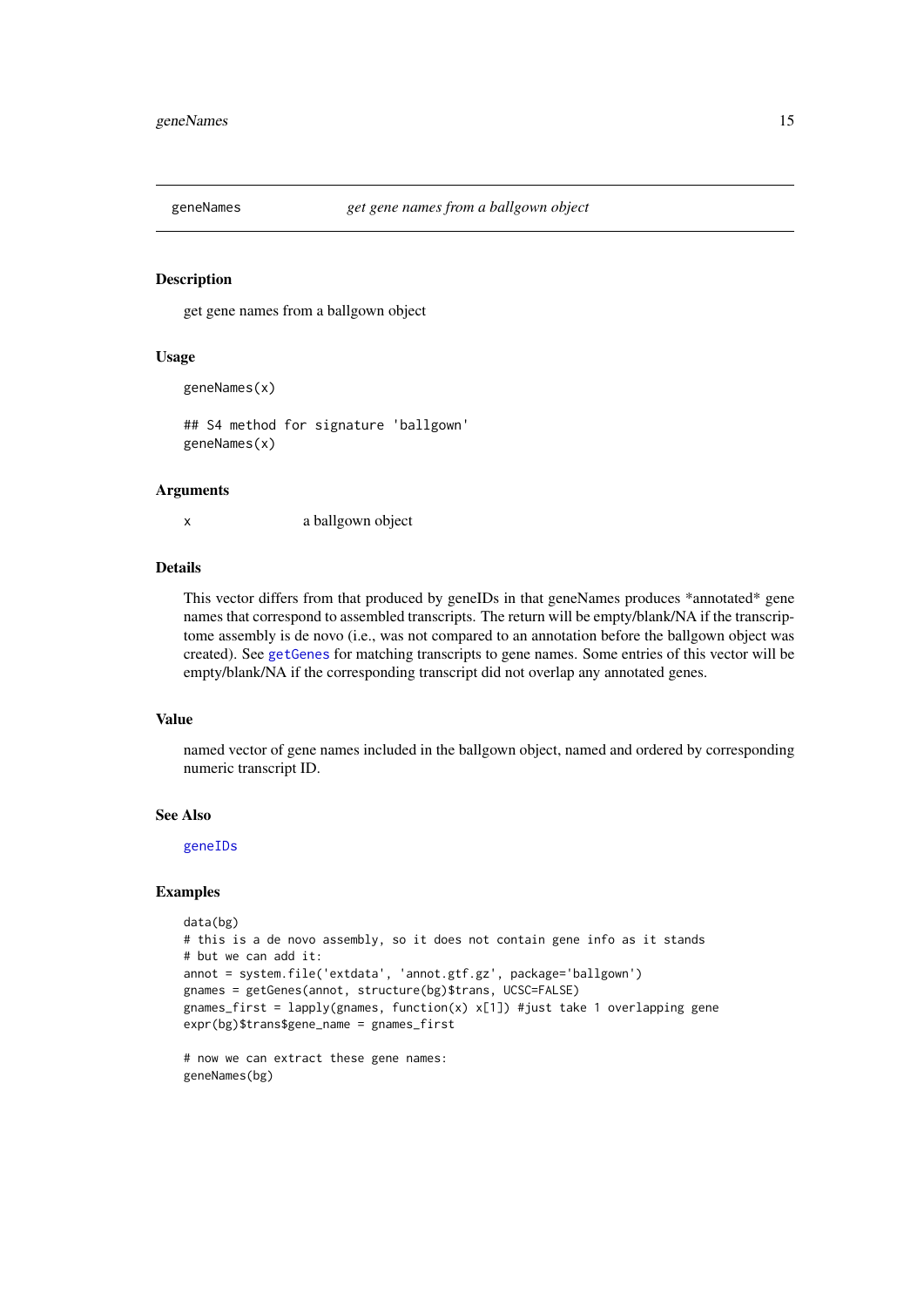geneNames *get gene names from a ballgown object*

## Description

get gene names from a ballgown object

## Usage

```
geneNames(x)

## S4 method for signature 'ballgown'
geneNames(x)
```

## Arguments

x  a ballgown object

## Details

This vector differs from that produced by geneIDs in that geneNames produces *annotated* gene names that correspond to assembled transcripts. The return will be empty/blank/NA if the transcriptome assembly is de novo (i.e., was not compared to an annotation before the ballgown object was created). See getGenes for matching transcripts to gene names. Some entries of this vector will be empty/blank/NA if the corresponding transcript did not overlap any annotated genes.

## Value

named vector of gene names included in the ballgown object, named and ordered by corresponding numeric transcript ID.

## See Also

geneIDs

## Examples

```
data(bg)
# this is a de novo assembly, so it does not contain gene info as it stands
# but we can add it:
annot = system.file('extdata', 'annot.gtf.gz', package='ballgown')
gnames = getGenes(annot, structure(bg)$trans, UCSC=FALSE)
gnames_first = lapply(gnames, function(x) x[1]) #just take 1 overlapping gene
expr(bg)$trans$gene_name = gnames_first

# now we can extract these gene names:
geneNames(bg)
```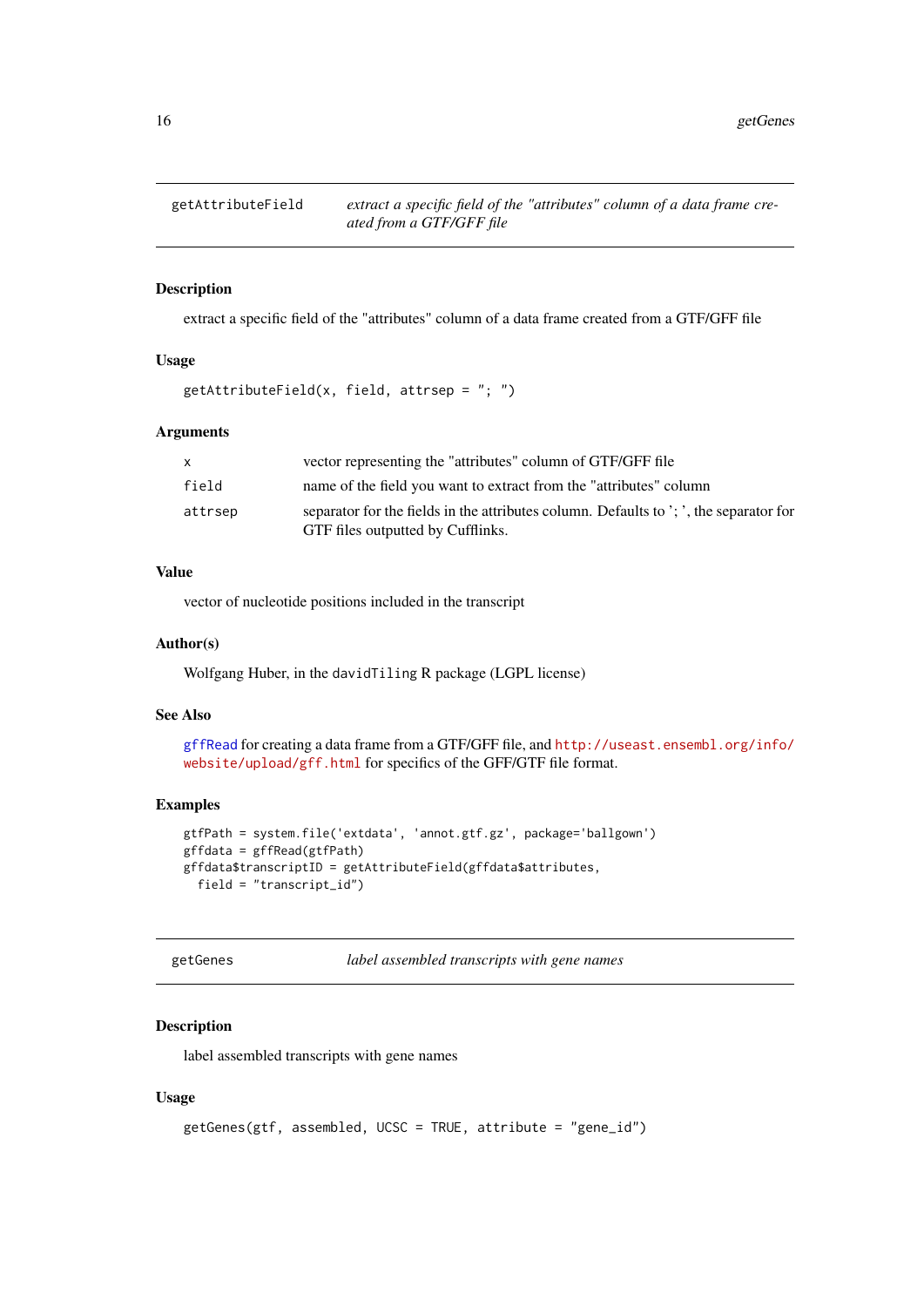## getAttributeField — *extract a specific field of the "attributes" column of a data frame created from a GTF/GFF file*

### Description

extract a specific field of the "attributes" column of a data frame created from a GTF/GFF file

### Usage

```
getAttributeField(x, field, attrsep = "; ")
```

### Arguments

| | |
|---|---|
| `x` | vector representing the "attributes" column of GTF/GFF file |
| `field` | name of the field you want to extract from the "attributes" column |
| `attrsep` | separator for the fields in the attributes column. Defaults to '; ', the separator for GTF files outputted by Cufflinks. |

### Value

vector of nucleotide positions included in the transcript

### Author(s)

Wolfgang Huber, in the `davidTiling` R package (LGPL license)

### See Also

`gffRead` for creating a data frame from a GTF/GFF file, and http://useast.ensembl.org/info/website/upload/gff.html for specifics of the GFF/GTF file format.

### Examples

```
gtfPath = system.file('extdata', 'annot.gtf.gz', package='ballgown')
gffdata = gffRead(gtfPath)
gffdata$transcriptID = getAttributeField(gffdata$attributes,
  field = "transcript_id")
```

## getGenes — *label assembled transcripts with gene names*

### Description

label assembled transcripts with gene names

### Usage

```
getGenes(gtf, assembled, UCSC = TRUE, attribute = "gene_id")
```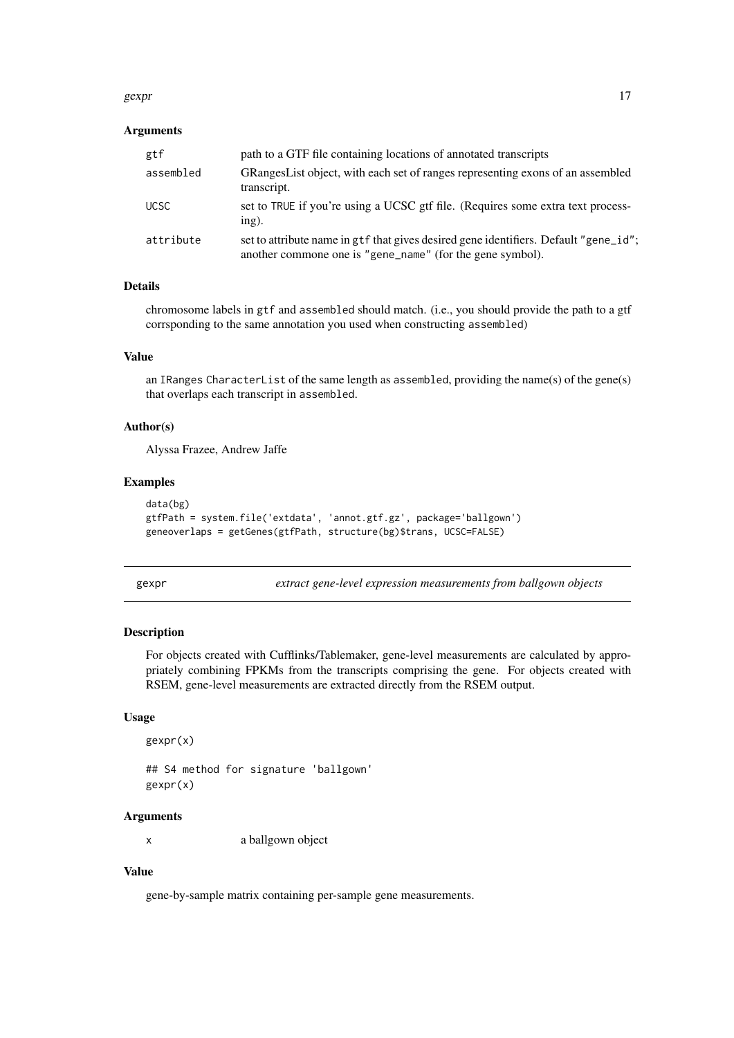### Arguments

| | |
|---|---|
| `gtf` | path to a GTF file containing locations of annotated transcripts |
| `assembled` | GRangesList object, with each set of ranges representing exons of an assembled transcript. |
| `UCSC` | set to `TRUE` if you're using a UCSC gtf file. (Requires some extra text processing). |
| `attribute` | set to attribute name in `gtf` that gives desired gene identifiers. Default `"gene_id"`; another commone one is `"gene_name"` (for the gene symbol). |

### Details

chromosome labels in `gtf` and `assembled` should match. (i.e., you should provide the path to a gtf corrsponding to the same annotation you used when constructing `assembled`)

### Value

an `IRanges` `CharacterList` of the same length as `assembled`, providing the name(s) of the gene(s) that overlaps each transcript in `assembled`.

### Author(s)

Alyssa Frazee, Andrew Jaffe

### Examples

```
data(bg)
gtfPath = system.file('extradata', 'annot.gtf.gz', package='ballgown')
geneoverlaps = getGenes(gtfPath, structure(bg)$trans, UCSC=FALSE)
```

---

## gexpr — *extract gene-level expression measurements from ballgown objects*

### Description

For objects created with Cufflinks/Tablemaker, gene-level measurements are calculated by appropriately combining FPKMs from the transcripts comprising the gene. For objects created with RSEM, gene-level measurements are extracted directly from the RSEM output.

### Usage

```
gexpr(x)

## S4 method for signature 'ballgown'
gexpr(x)
```

### Arguments

| | |
|---|---|
| `x` | a ballgown object |

### Value

gene-by-sample matrix containing per-sample gene measurements.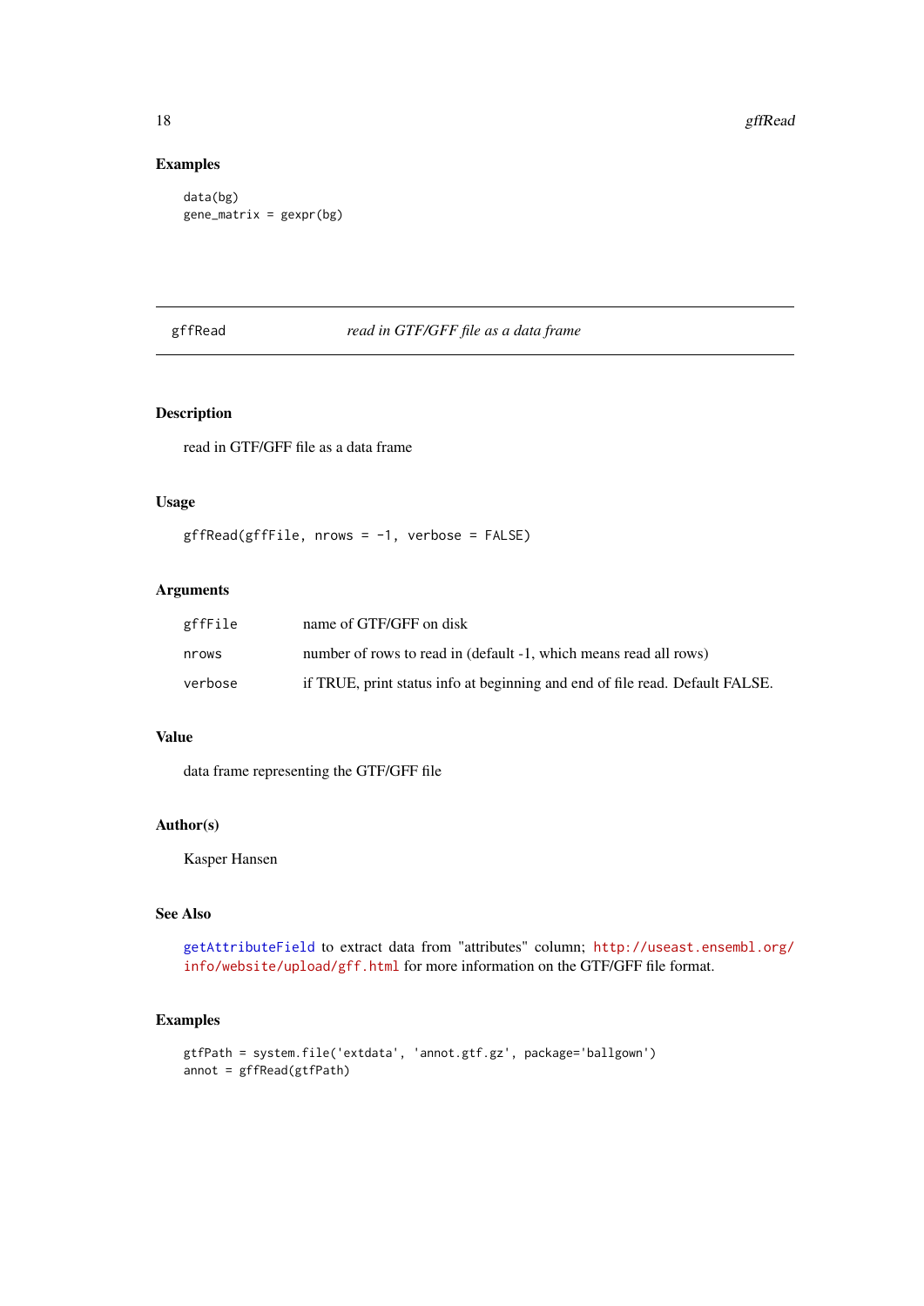### Examples

```
data(bg)
gene_matrix = gexpr(bg)
```

---

## gffRead &nbsp;&nbsp;&nbsp;&nbsp; *read in GTF/GFF file as a data frame*

---

### Description

read in GTF/GFF file as a data frame

### Usage

```
gffRead(gffFile, nrows = -1, verbose = FALSE)
```

### Arguments

| | |
|---|---|
| gffFile | name of GTF/GFF on disk |
| nrows | number of rows to read in (default -1, which means read all rows) |
| verbose | if TRUE, print status info at beginning and end of file read. Default FALSE. |

### Value

data frame representing the GTF/GFF file

### Author(s)

Kasper Hansen

### See Also

getAttributeField to extract data from "attributes" column; http://useast.ensembl.org/info/website/upload/gff.html for more information on the GTF/GFF file format.

### Examples

```
gtfPath = system.file('extdata', 'annot.gtf.gz', package='ballgown')
annot = gffRead(gtfPath)
```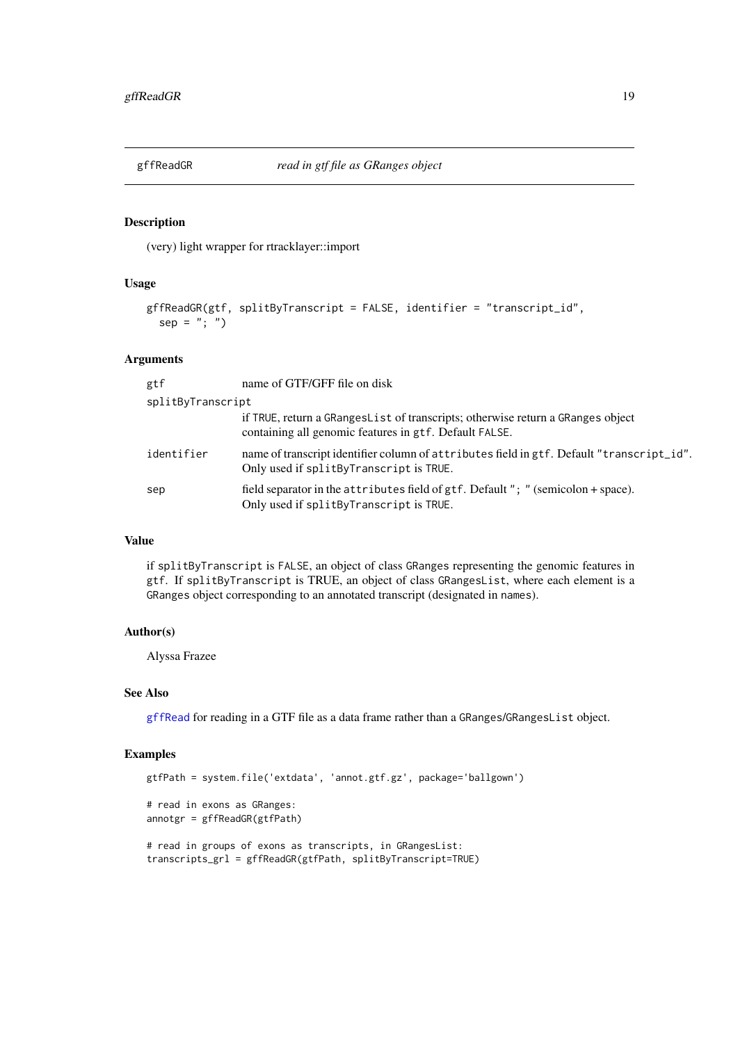## gffReadGR — *read in gtf file as GRanges object*

### Description

(very) light wrapper for rtracklayer::import

### Usage

```
gffReadGR(gtf, splitByTranscript = FALSE, identifier = "transcript_id",
  sep = "; ")
```

### Arguments

| | |
|---|---|
| `gtf` | name of GTF/GFF file on disk |
| `splitByTranscript` | if `TRUE`, return a `GRangesList` of transcripts; otherwise return a `GRanges` object containing all genomic features in `gtf`. Default `FALSE`. |
| `identifier` | name of transcript identifier column of `attributes` field in `gtf`. Default `"transcript_id"`. Only used if `splitByTranscript` is `TRUE`. |
| `sep` | field separator in the `attributes` field of `gtf`. Default `"; "` (semicolon + space). Only used if `splitByTranscript` is `TRUE`. |

### Value

if `splitByTranscript` is `FALSE`, an object of class `GRanges` representing the genomic features in `gtf`. If `splitByTranscript` is TRUE, an object of class `GRangesList`, where each element is a `GRanges` object corresponding to an annotated transcript (designated in `names`).

### Author(s)

Alyssa Frazee

### See Also

`gffRead` for reading in a GTF file as a data frame rather than a `GRanges`/`GRangesList` object.

### Examples

```
gtfPath = system.file('extdata', 'annot.gtf.gz', package='ballgown')

# read in exons as GRanges:
annotgr = gffReadGR(gtfPath)

# read in groups of exons as transcripts, in GRangesList:
transcripts_grl = gffReadGR(gtfPath, splitByTranscript=TRUE)
```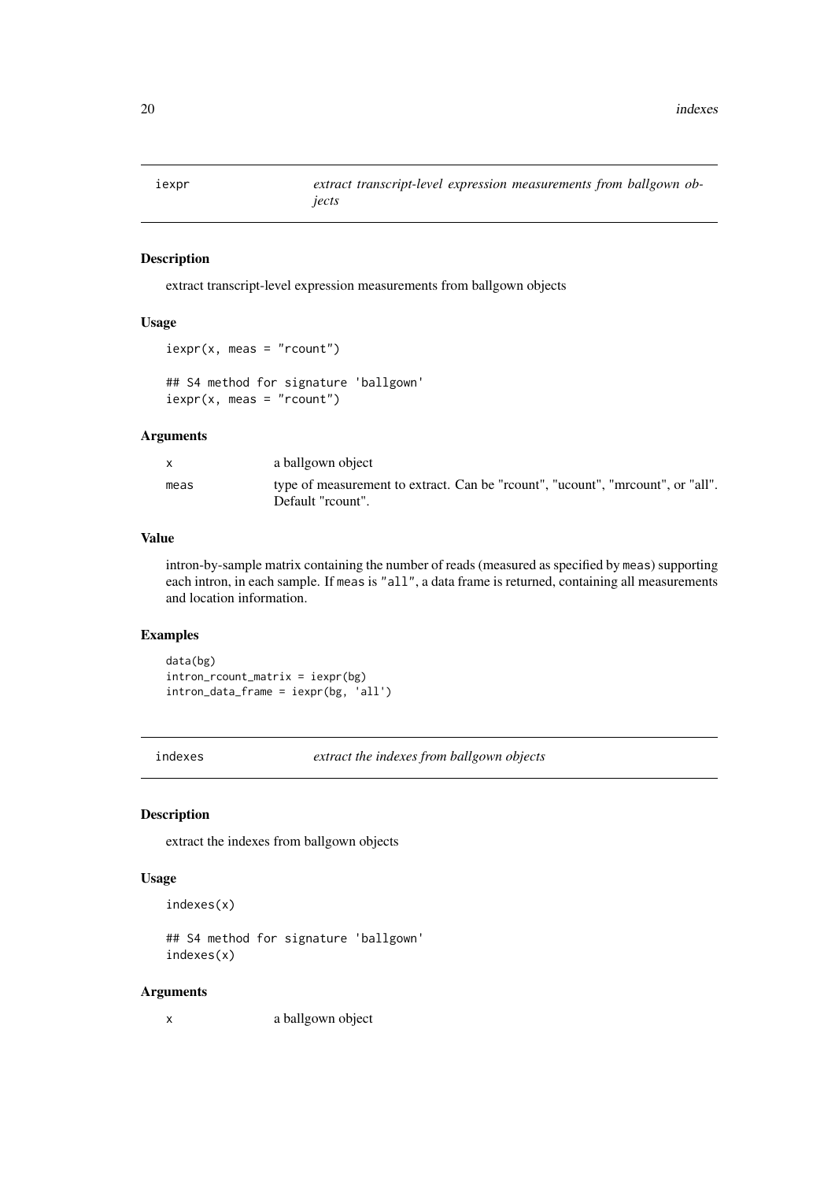## iexpr — *extract transcript-level expression measurements from ballgown objects*

### Description

extract transcript-level expression measurements from ballgown objects

### Usage

```
iexpr(x, meas = "rcount")

## S4 method for signature 'ballgown'
iexpr(x, meas = "rcount")
```

### Arguments

| | |
|---|---|
| x | a ballgown object |
| meas | type of measurement to extract. Can be "rcount", "ucount", "mrcount", or "all". Default "rcount". |

### Value

intron-by-sample matrix containing the number of reads (measured as specified by `meas`) supporting each intron, in each sample. If `meas` is `"all"`, a data frame is returned, containing all measurements and location information.

### Examples

```
data(bg)
intron_rcount_matrix = iexpr(bg)
intron_data_frame = iexpr(bg, 'all')
```

## indexes — *extract the indexes from ballgown objects*

### Description

extract the indexes from ballgown objects

### Usage

```
indexes(x)

## S4 method for signature 'ballgown'
indexes(x)
```

### Arguments

| | |
|---|---|
| x | a ballgown object |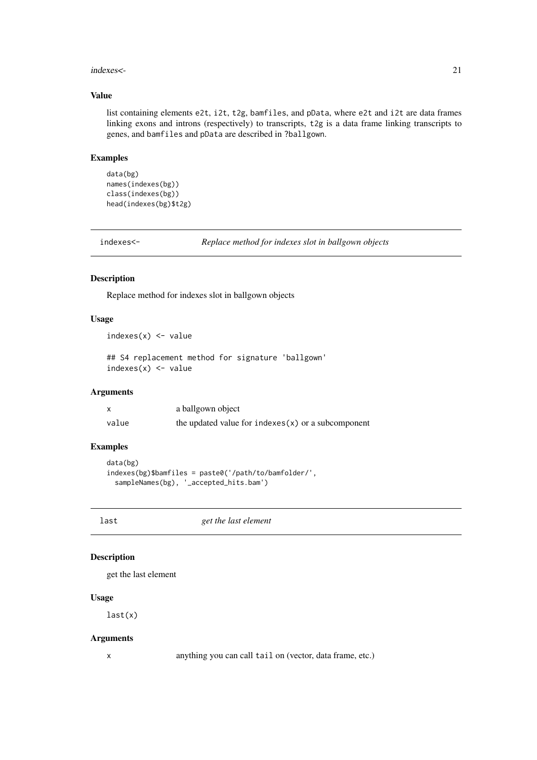## Value

list containing elements `e2t`, `i2t`, `t2g`, `bamfiles`, and `pData`, where `e2t` and `i2t` are data frames linking exons and introns (respectively) to transcripts, `t2g` is a data frame linking transcripts to genes, and `bamfiles` and `pData` are described in `?ballgown`.

## Examples

```
data(bg)
names(indexes(bg))
class(indexes(bg))
head(indexes(bg)$t2g)
```

---

# indexes<- *Replace method for indexes slot in ballgown objects*

## Description

Replace method for indexes slot in ballgown objects

## Usage

```
indexes(x) <- value

## S4 replacement method for signature 'ballgown'
indexes(x) <- value
```

## Arguments

| | |
|---|---|
| x | a ballgown object |
| value | the updated value for `indexes(x)` or a subcomponent |

## Examples

```
data(bg)
indexes(bg)$bamfiles = paste0('/path/to/bamfolder/',
  sampleNames(bg), '_accepted_hits.bam')
```

---

# last *get the last element*

## Description

get the last element

## Usage

```
last(x)
```

## Arguments

| | |
|---|---|
| x | anything you can call `tail` on (vector, data frame, etc.) |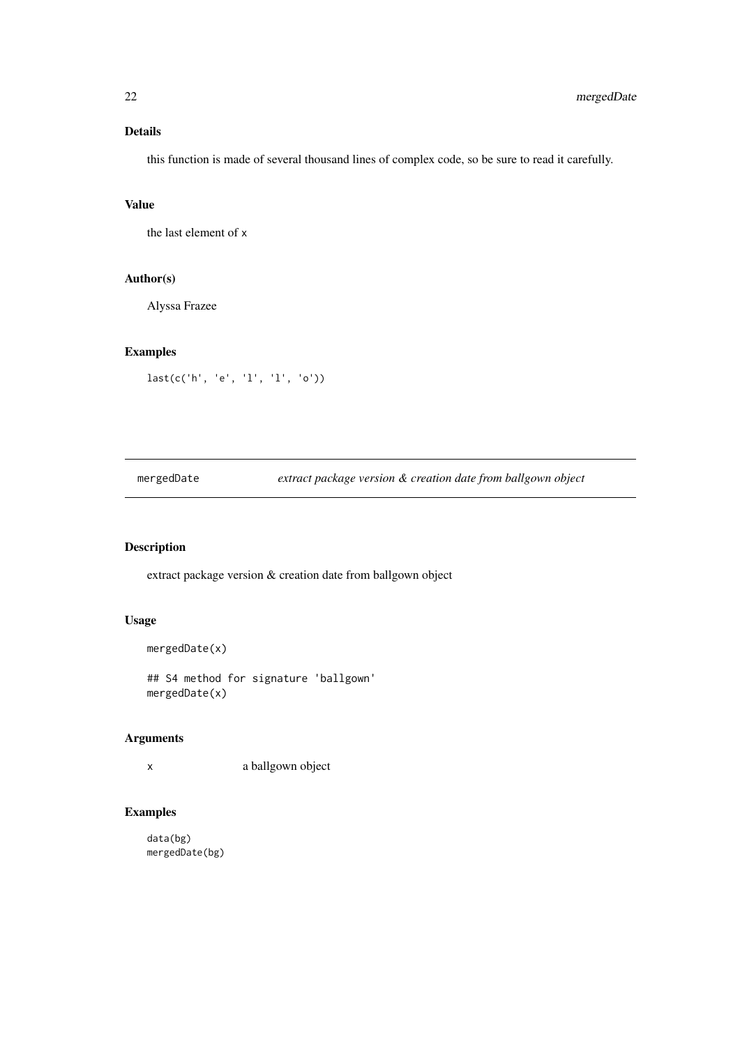### Details

this function is made of several thousand lines of complex code, so be sure to read it carefully.

### Value

the last element of x

### Author(s)

Alyssa Frazee

### Examples

```
last(c('h', 'e', 'l', 'l', 'o'))
```

---

## mergedDate — *extract package version & creation date from ballgown object*

---

### Description

extract package version & creation date from ballgown object

### Usage

```
mergedDate(x)

## S4 method for signature 'ballgown'
mergedDate(x)
```

### Arguments

x a ballgown object

### Examples

```
data(bg)
mergedDate(bg)
```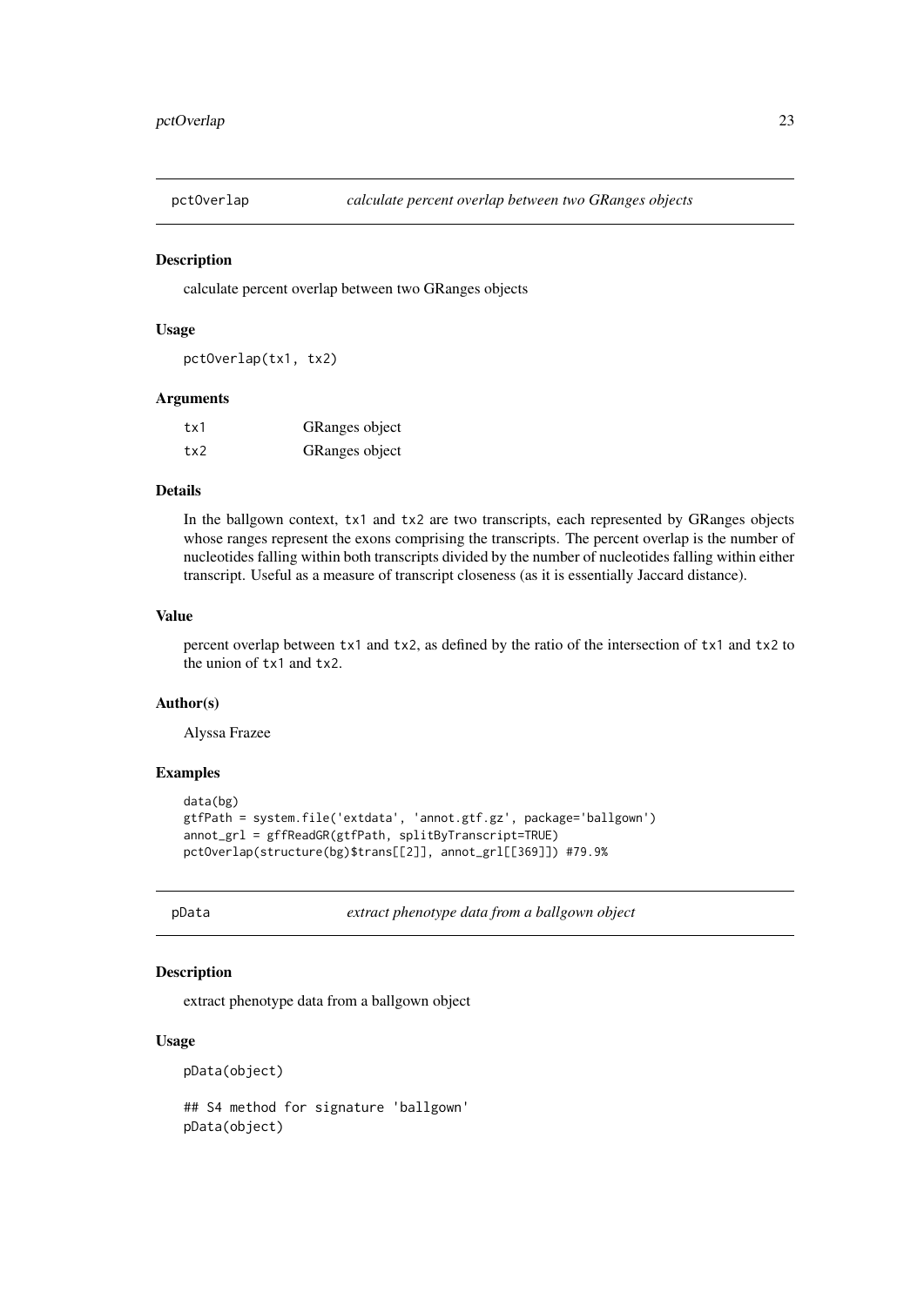## pctOverlap *calculate percent overlap between two GRanges objects*

### Description

calculate percent overlap between two GRanges objects

### Usage

```
pctOverlap(tx1, tx2)
```

### Arguments

| | |
|---|---|
| tx1 | GRanges object |
| tx2 | GRanges object |

### Details

In the ballgown context, `tx1` and `tx2` are two transcripts, each represented by GRanges objects whose ranges represent the exons comprising the transcripts. The percent overlap is the number of nucleotides falling within both transcripts divided by the number of nucleotides falling within either transcript. Useful as a measure of transcript closeness (as it is essentially Jaccard distance).

### Value

percent overlap between `tx1` and `tx2`, as defined by the ratio of the intersection of `tx1` and `tx2` to the union of `tx1` and `tx2`.

### Author(s)

Alyssa Frazee

### Examples

```
data(bg)
gtfPath = system.file('extdata', 'annot.gtf.gz', package='ballgown')
annot_grl = gffReadGR(gtfPath, splitByTranscript=TRUE)
pctOverlap(structure(bg)$trans[[2]], annot_grl[[369]]) #79.9%
```

## pData *extract phenotype data from a ballgown object*

### Description

extract phenotype data from a ballgown object

### Usage

```
pData(object)

## S4 method for signature 'ballgown'
pData(object)
```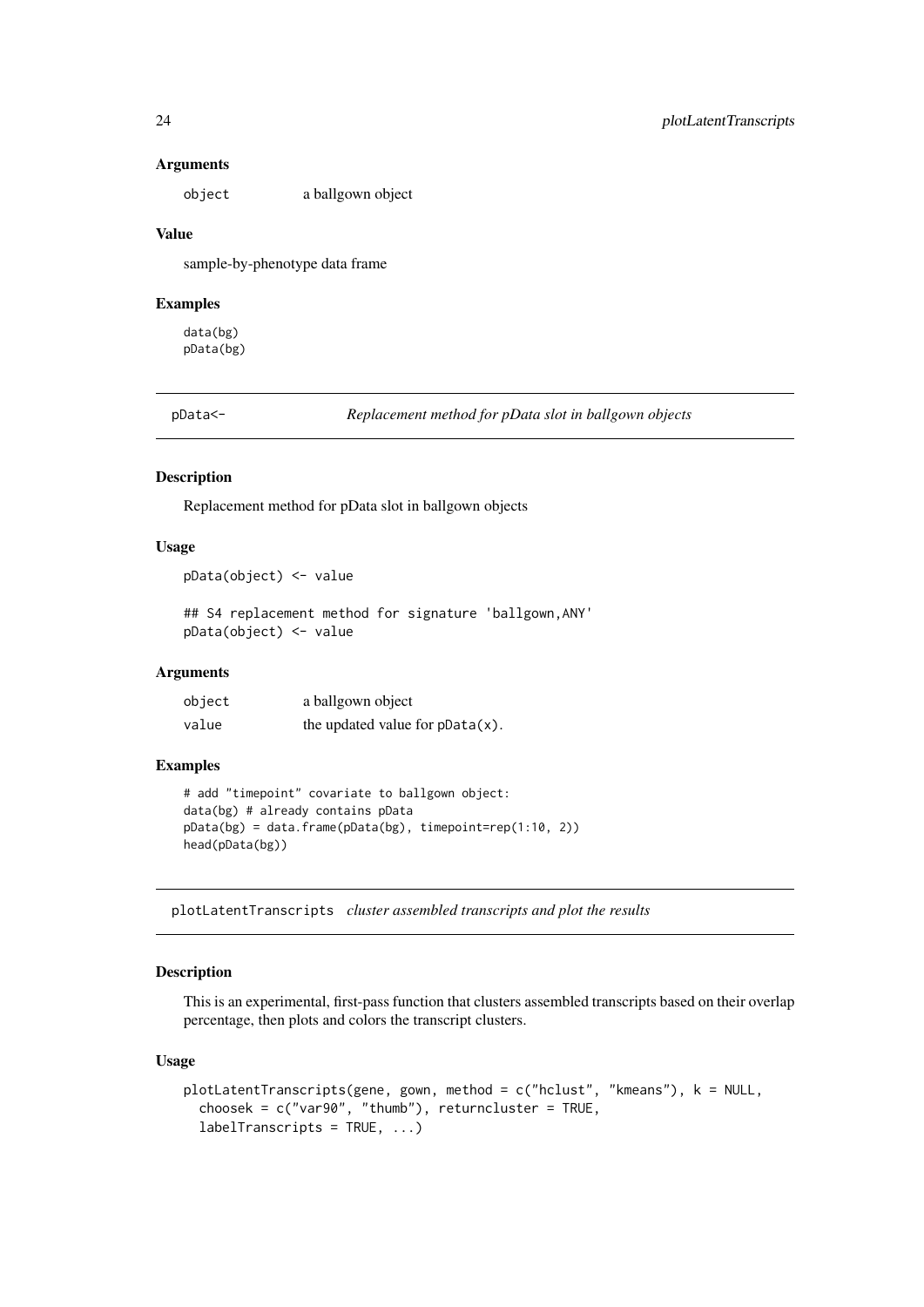### Arguments

| | |
|---|---|
| object | a ballgown object |

### Value

sample-by-phenotype data frame

### Examples

```
data(bg)
pData(bg)
```

---

## pData<- *Replacement method for pData slot in ballgown objects*

### Description

Replacement method for pData slot in ballgown objects

### Usage

```
pData(object) <- value

## S4 replacement method for signature 'ballgown,ANY'
pData(object) <- value
```

### Arguments

| | |
|---|---|
| object | a ballgown object |
| value | the updated value for `pData(x)`. |

### Examples

```
# add "timepoint" covariate to ballgown object:
data(bg) # already contains pData
pData(bg) = data.frame(pData(bg), timepoint=rep(1:10, 2))
head(pData(bg))
```

---

## plotLatentTranscripts *cluster assembled transcripts and plot the results*

### Description

This is an experimental, first-pass function that clusters assembled transcripts based on their overlap percentage, then plots and colors the transcript clusters.

### Usage

```
plotLatentTranscripts(gene, gown, method = c("hclust", "kmeans"), k = NULL,
  choosek = c("var90", "thumb"), returncluster = TRUE,
  labelTranscripts = TRUE, ...)
```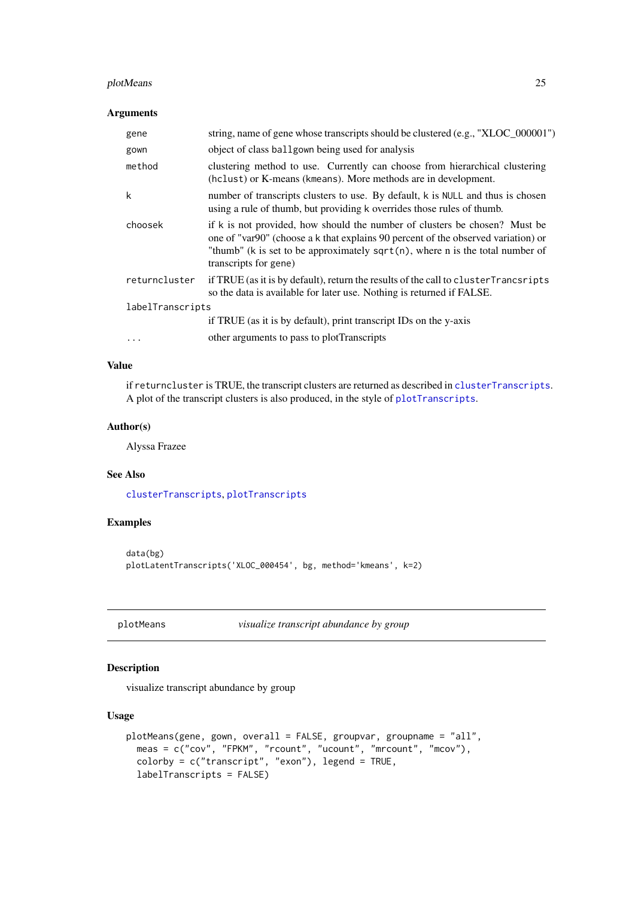### Arguments

| | |
|---|---|
| `gene` | string, name of gene whose transcripts should be clustered (e.g., "XLOC_000001") |
| `gown` | object of class `ballgown` being used for analysis |
| `method` | clustering method to use. Currently can choose from hierarchical clustering (`hclust`) or K-means (`kmeans`). More methods are in development. |
| `k` | number of transcripts clusters to use. By default, `k` is `NULL` and thus is chosen using a rule of thumb, but providing `k` overrides those rules of thumb. |
| `choosek` | if `k` is not provided, how should the number of clusters be chosen? Must be one of "var90" (choose a `k` that explains 90 percent of the observed variation) or "thumb" (`k` is set to be approximately `sqrt(n)`, where n is the total number of transcripts for `gene`) |
| `returncluster` | if TRUE (as it is by default), return the results of the call to `clusterTrancsripts` so the data is available for later use. Nothing is returned if FALSE. |
| `labelTranscripts` | if TRUE (as it is by default), print transcript IDs on the y-axis |
| `...` | other arguments to pass to plotTranscripts |

### Value

if `returncluster` is TRUE, the transcript clusters are returned as described in `clusterTranscripts`. A plot of the transcript clusters is also produced, in the style of `plotTranscripts`.

### Author(s)

Alyssa Frazee

### See Also

`clusterTranscripts`, `plotTranscripts`

### Examples

```
data(bg)
plotLatentTranscripts('XLOC_000454', bg, method='kmeans', k=2)
```

---

## plotMeans — *visualize transcript abundance by group*

### Description

visualize transcript abundance by group

### Usage

```
plotMeans(gene, gown, overall = FALSE, groupvar, groupname = "all",
  meas = c("cov", "FPKM", "rcount", "ucount", "mrcount", "mcov"),
  colorby = c("transcript", "exon"), legend = TRUE,
  labelTranscripts = FALSE)
```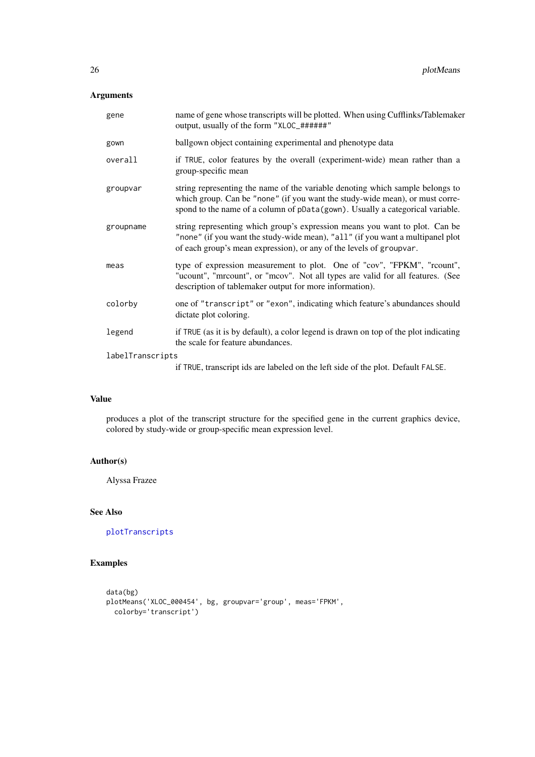### Arguments

- `gene` — name of gene whose transcripts will be plotted. When using Cufflinks/Tablemaker output, usually of the form `"XLOC_######"`
- `gown` — ballgown object containing experimental and phenotype data
- `overall` — if `TRUE`, color features by the overall (experiment-wide) mean rather than a group-specific mean
- `groupvar` — string representing the name of the variable denoting which sample belongs to which group. Can be `"none"` (if you want the study-wide mean), or must correspond to the name of a column of `pData(gown)`. Usually a categorical variable.
- `groupname` — string representing which group's expression means you want to plot. Can be `"none"` (if you want the study-wide mean), `"all"` (if you want a multipanel plot of each group's mean expression), or any of the levels of `groupvar`.
- `meas` — type of expression measurement to plot. One of "cov", "FPKM", "rcount", "ucount", "mrcount", or "mcov". Not all types are valid for all features. (See description of tablemaker output for more information).
- `colorby` — one of `"transcript"` or `"exon"`, indicating which feature's abundances should dictate plot coloring.
- `legend` — if `TRUE` (as it is by default), a color legend is drawn on top of the plot indicating the scale for feature abundances.
- `labelTranscripts` — if `TRUE`, transcript ids are labeled on the left side of the plot. Default `FALSE`.

### Value

produces a plot of the transcript structure for the specified gene in the current graphics device, colored by study-wide or group-specific mean expression level.

### Author(s)

Alyssa Frazee

### See Also

`plotTranscripts`

### Examples

```
data(bg)
plotMeans('XLOC_000454', bg, groupvar='group', meas='FPKM',
  colorby='transcript')
```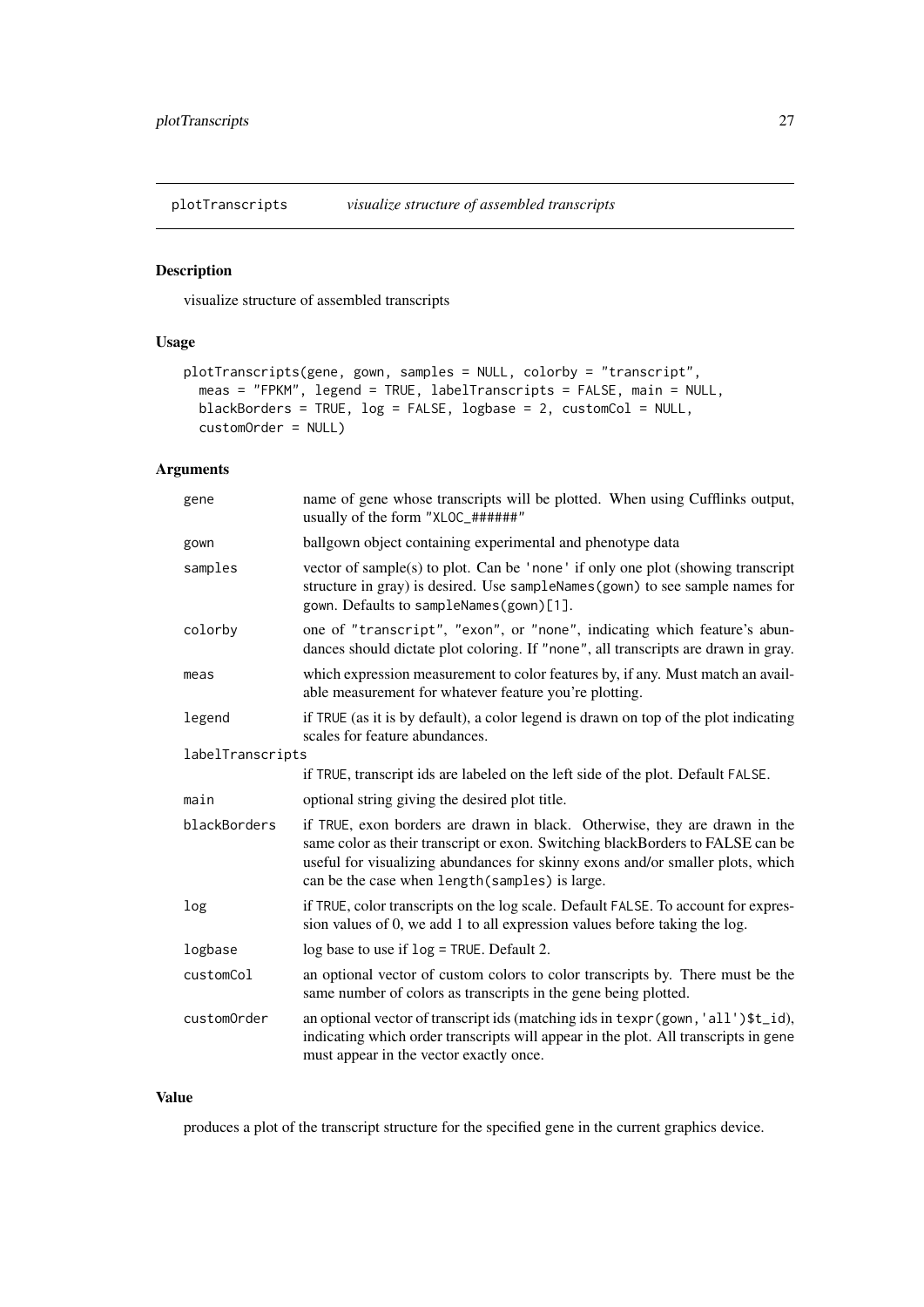## plotTranscripts *visualize structure of assembled transcripts*

### Description

visualize structure of assembled transcripts

### Usage

```
plotTranscripts(gene, gown, samples = NULL, colorby = "transcript",
  meas = "FPKM", legend = TRUE, labelTranscripts = FALSE, main = NULL,
  blackBorders = TRUE, log = FALSE, logbase = 2, customCol = NULL,
  customOrder = NULL)
```

### Arguments

| | |
|---|---|
| `gene` | name of gene whose transcripts will be plotted. When using Cufflinks output, usually of the form `"XLOC_######"` |
| `gown` | ballgown object containing experimental and phenotype data |
| `samples` | vector of sample(s) to plot. Can be `'none'` if only one plot (showing transcript structure in gray) is desired. Use `sampleNames(gown)` to see sample names for `gown`. Defaults to `sampleNames(gown)[1]`. |
| `colorby` | one of `"transcript"`, `"exon"`, or `"none"`, indicating which feature's abundances should dictate plot coloring. If `"none"`, all transcripts are drawn in gray. |
| `meas` | which expression measurement to color features by, if any. Must match an available measurement for whatever feature you're plotting. |
| `legend` | if `TRUE` (as it is by default), a color legend is drawn on top of the plot indicating scales for feature abundances. |
| `labelTranscripts` | if `TRUE`, transcript ids are labeled on the left side of the plot. Default `FALSE`. |
| `main` | optional string giving the desired plot title. |
| `blackBorders` | if `TRUE`, exon borders are drawn in black. Otherwise, they are drawn in the same color as their transcript or exon. Switching blackBorders to FALSE can be useful for visualizing abundances for skinny exons and/or smaller plots, which can be the case when `length(samples)` is large. |
| `log` | if `TRUE`, color transcripts on the log scale. Default `FALSE`. To account for expression values of 0, we add 1 to all expression values before taking the log. |
| `logbase` | log base to use if `log = TRUE`. Default 2. |
| `customCol` | an optional vector of custom colors to color transcripts by. There must be the same number of colors as transcripts in the gene being plotted. |
| `customOrder` | an optional vector of transcript ids (matching ids in `texpr(gown,'all')$t_id`), indicating which order transcripts will appear in the plot. All transcripts in `gene` must appear in the vector exactly once. |

### Value

produces a plot of the transcript structure for the specified gene in the current graphics device.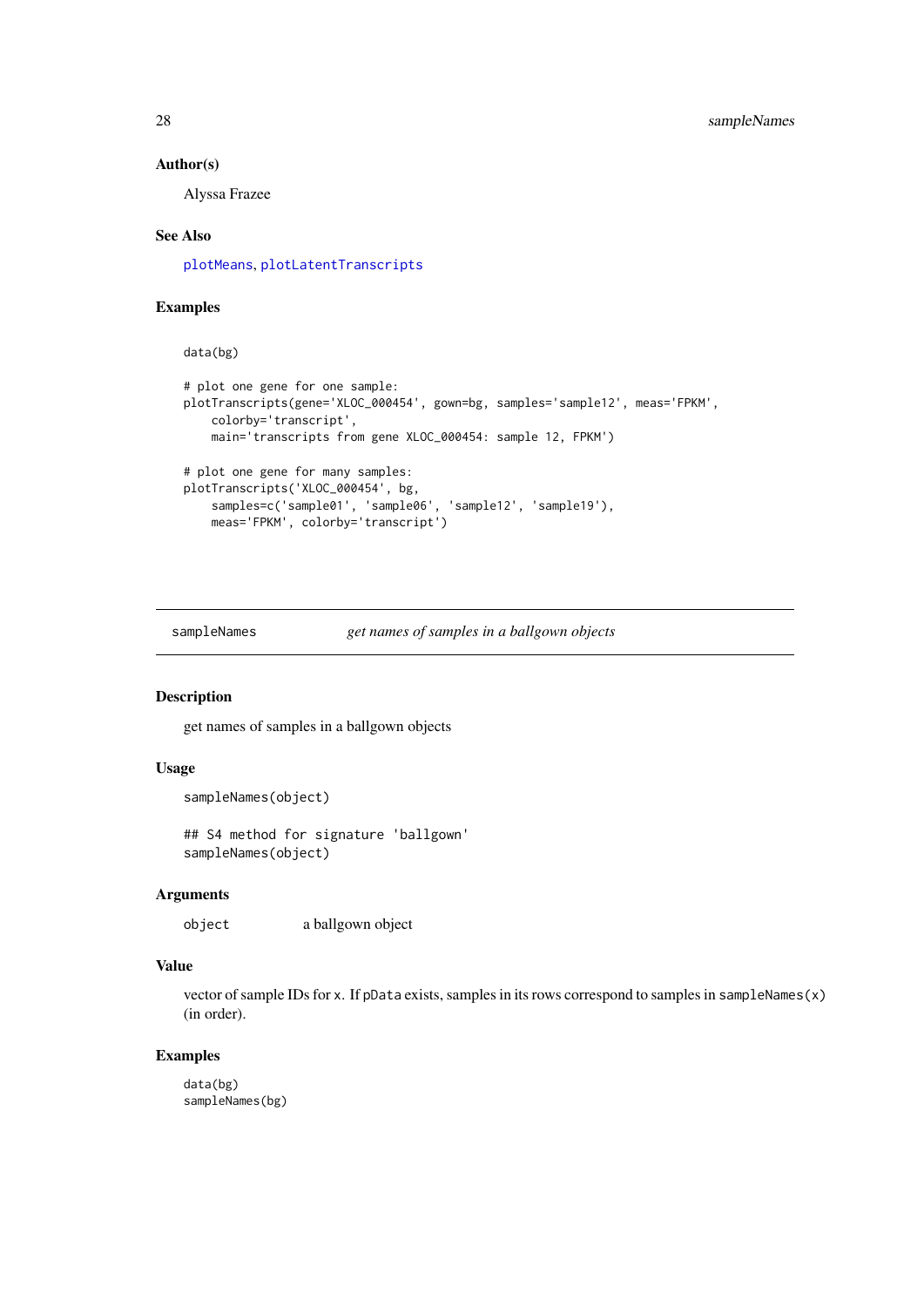### Author(s)

Alyssa Frazee

### See Also

plotMeans, plotLatentTranscripts

### Examples

```
data(bg)

# plot one gene for one sample:
plotTranscripts(gene='XLOC_000454', gown=bg, samples='sample12', meas='FPKM',
    colorby='transcript',
    main='transcripts from gene XLOC_000454: sample 12, FPKM')

# plot one gene for many samples:
plotTranscripts('XLOC_000454', bg,
    samples=c('sample01', 'sample06', 'sample12', 'sample19'),
    meas='FPKM', colorby='transcript')
```

---

## sampleNames — *get names of samples in a ballgown objects*

### Description

get names of samples in a ballgown objects

### Usage

```
sampleNames(object)

## S4 method for signature 'ballgown'
sampleNames(object)
```

### Arguments

| | |
|---|---|
| object | a ballgown object |

### Value

vector of sample IDs for x. If pData exists, samples in its rows correspond to samples in sampleNames(x) (in order).

### Examples

```
data(bg)
sampleNames(bg)
```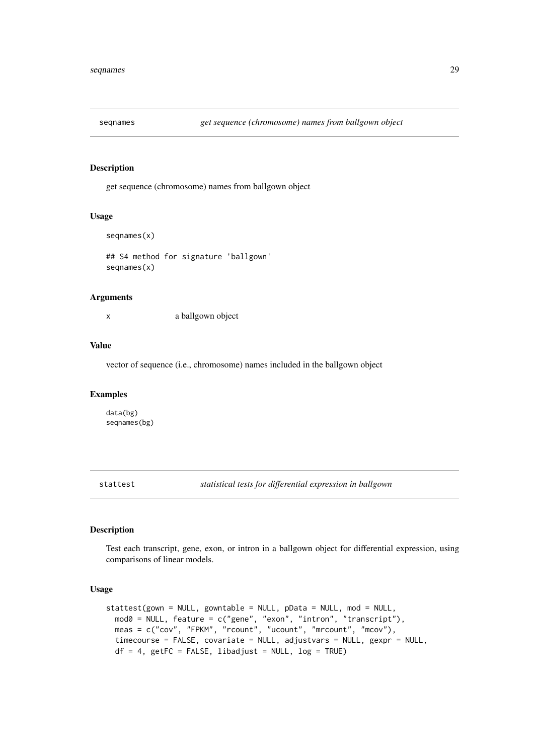## seqnames — *get sequence (chromosome) names from ballgown object*

### Description

get sequence (chromosome) names from ballgown object

### Usage

```
seqnames(x)

## S4 method for signature 'ballgown'
seqnames(x)
```

### Arguments

| | |
|---|---|
| x | a ballgown object |

### Value

vector of sequence (i.e., chromosome) names included in the ballgown object

### Examples

```
data(bg)
seqnames(bg)
```

## stattest — *statistical tests for differential expression in ballgown*

### Description

Test each transcript, gene, exon, or intron in a ballgown object for differential expression, using comparisons of linear models.

### Usage

```
stattest(gown = NULL, gowntable = NULL, pData = NULL, mod = NULL,
  mod0 = NULL, feature = c("gene", "exon", "intron", "transcript"),
  meas = c("cov", "FPKM", "rcount", "ucount", "mrcount", "mcov"),
  timecourse = FALSE, covariate = NULL, adjustvars = NULL, gexpr = NULL,
  df = 4, getFC = FALSE, libadjust = NULL, log = TRUE)
```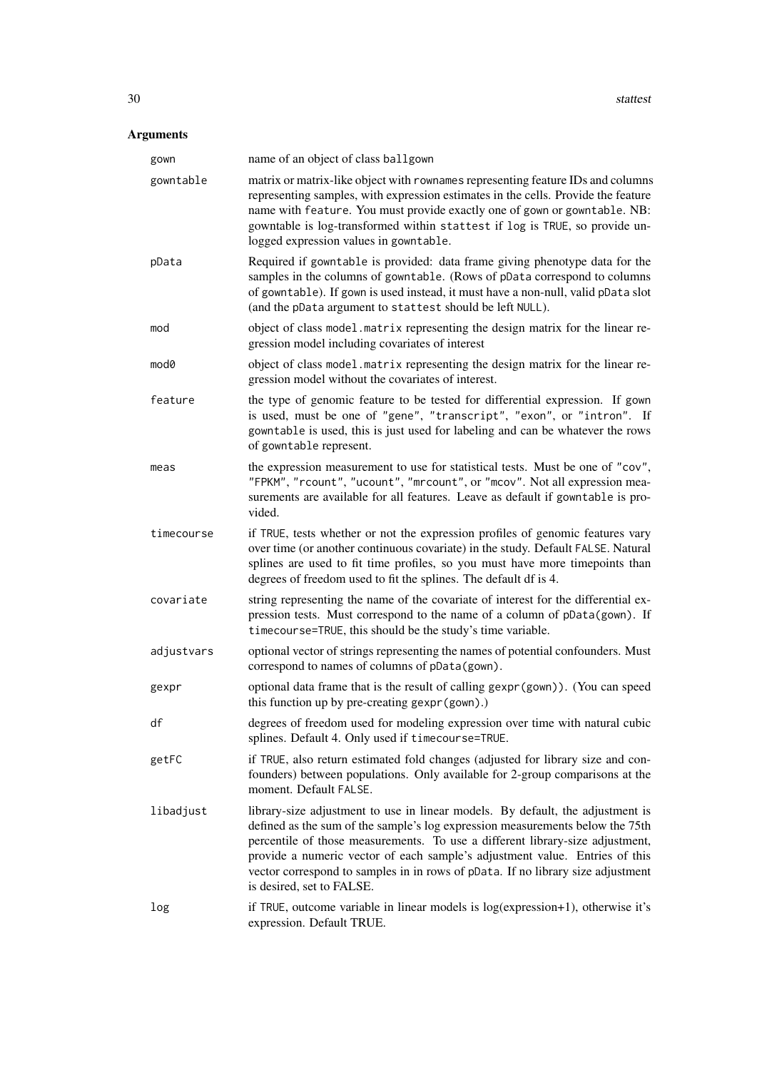## Arguments

| | |
|---|---|
| `gown` | name of an object of class `ballgown` |
| `gowntable` | matrix or matrix-like object with `rownames` representing feature IDs and columns representing samples, with expression estimates in the cells. Provide the feature name with `feature`. You must provide exactly one of `gown` or `gowntable`. NB: gowntable is log-transformed within `stattest` if `log` is `TRUE`, so provide unlogged expression values in `gowntable`. |
| `pData` | Required if `gowntable` is provided: data frame giving phenotype data for the samples in the columns of `gowntable`. (Rows of `pData` correspond to columns of `gowntable`). If `gown` is used instead, it must have a non-null, valid `pData` slot (and the `pData` argument to `stattest` should be left `NULL`). |
| `mod` | object of class `model.matrix` representing the design matrix for the linear regression model including covariates of interest |
| `mod0` | object of class `model.matrix` representing the design matrix for the linear regression model without the covariates of interest. |
| `feature` | the type of genomic feature to be tested for differential expression. If `gown` is used, must be one of `"gene"`, `"transcript"`, `"exon"`, or `"intron"`. If `gowntable` is used, this is just used for labeling and can be whatever the rows of `gowntable` represent. |
| `meas` | the expression measurement to use for statistical tests. Must be one of `"cov"`, `"FPKM"`, `"rcount"`, `"ucount"`, `"mrcount"`, or `"mcov"`. Not all expression measurements are available for all features. Leave as default if `gowntable` is provided. |
| `timecourse` | if `TRUE`, tests whether or not the expression profiles of genomic features vary over time (or another continuous covariate) in the study. Default `FALSE`. Natural splines are used to fit time profiles, so you must have more timepoints than degrees of freedom used to fit the splines. The default df is 4. |
| `covariate` | string representing the name of the covariate of interest for the differential expression tests. Must correspond to the name of a column of `pData(gown)`. If `timecourse=TRUE`, this should be the study's time variable. |
| `adjustvars` | optional vector of strings representing the names of potential confounders. Must correspond to names of columns of `pData(gown)`. |
| `gexpr` | optional data frame that is the result of calling `gexpr(gown))`. (You can speed this function up by pre-creating `gexpr(gown)`.) |
| `df` | degrees of freedom used for modeling expression over time with natural cubic splines. Default 4. Only used if `timecourse=TRUE`. |
| `getFC` | if `TRUE`, also return estimated fold changes (adjusted for library size and confounders) between populations. Only available for 2-group comparisons at the moment. Default `FALSE`. |
| `libadjust` | library-size adjustment to use in linear models. By default, the adjustment is defined as the sum of the sample's log expression measurements below the 75th percentile of those measurements. To use a different library-size adjustment, provide a numeric vector of each sample's adjustment value. Entries of this vector correspond to samples in in rows of `pData`. If no library size adjustment is desired, set to FALSE. |
| `log` | if `TRUE`, outcome variable in linear models is log(expression+1), otherwise it's expression. Default TRUE. |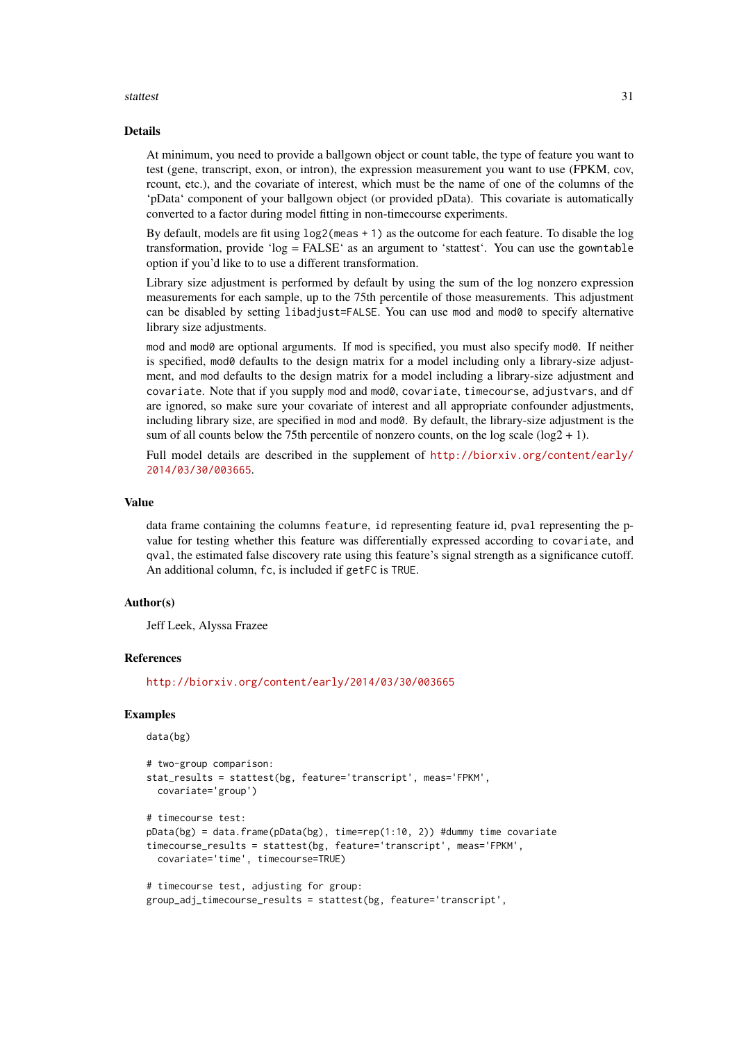## Details

At minimum, you need to provide a ballgown object or count table, the type of feature you want to test (gene, transcript, exon, or intron), the expression measurement you want to use (FPKM, cov, rcount, etc.), and the covariate of interest, which must be the name of one of the columns of the 'pData' component of your ballgown object (or provided pData). This covariate is automatically converted to a factor during model fitting in non-timecourse experiments.

By default, models are fit using `log2(meas + 1)` as the outcome for each feature. To disable the log transformation, provide 'log = FALSE' as an argument to 'stattest'. You can use the `gowntable` option if you'd like to to use a different transformation.

Library size adjustment is performed by default by using the sum of the log nonzero expression measurements for each sample, up to the 75th percentile of those measurements. This adjustment can be disabled by setting `libadjust=FALSE`. You can use `mod` and `mod0` to specify alternative library size adjustments.

`mod` and `mod0` are optional arguments. If `mod` is specified, you must also specify `mod0`. If neither is specified, `mod0` defaults to the design matrix for a model including only a library-size adjustment, and `mod` defaults to the design matrix for a model including a library-size adjustment and `covariate`. Note that if you supply `mod` and `mod0`, `covariate`, `timecourse`, `adjustvars`, and `df` are ignored, so make sure your covariate of interest and all appropriate confounder adjustments, including library size, are specified in `mod` and `mod0`. By default, the library-size adjustment is the sum of all counts below the 75th percentile of nonzero counts, on the log scale (log2 + 1).

Full model details are described in the supplement of http://biorxiv.org/content/early/2014/03/30/003665.

## Value

data frame containing the columns `feature`, `id` representing feature id, `pval` representing the p-value for testing whether this feature was differentially expressed according to `covariate`, and `qval`, the estimated false discovery rate using this feature's signal strength as a significance cutoff. An additional column, `fc`, is included if `getFC` is `TRUE`.

## Author(s)

Jeff Leek, Alyssa Frazee

## References

http://biorxiv.org/content/early/2014/03/30/003665

## Examples

```
data(bg)

# two-group comparison:
stat_results = stattest(bg, feature='transcript', meas='FPKM',
  covariate='group')

# timecourse test:
pData(bg) = data.frame(pData(bg), time=rep(1:10, 2)) #dummy time covariate
timecourse_results = stattest(bg, feature='transcript', meas='FPKM',
  covariate='time', timecourse=TRUE)

# timecourse test, adjusting for group:
group_adj_timecourse_results = stattest(bg, feature='transcript',
```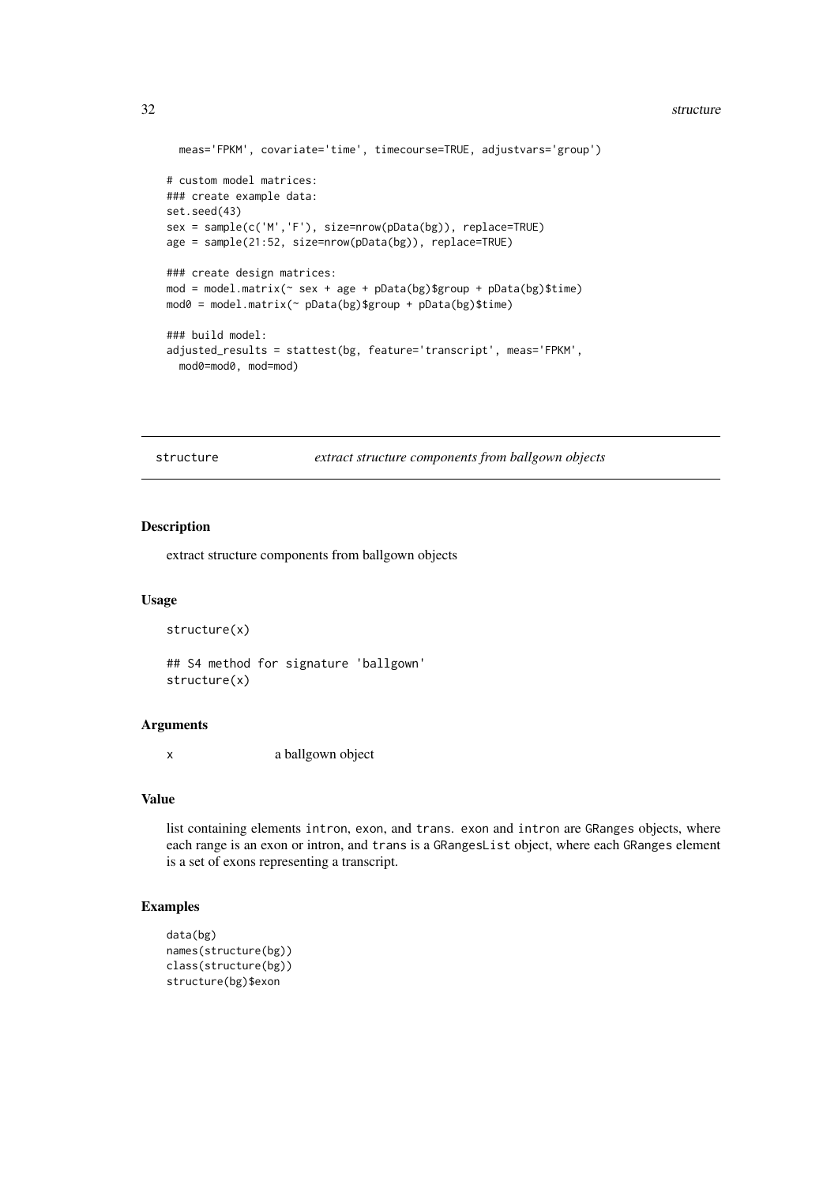```
  meas='FPKM', covariate='time', timecourse=TRUE, adjustvars='group')

# custom model matrices:
### create example data:
set.seed(43)
sex = sample(c('M','F'), size=nrow(pData(bg)), replace=TRUE)
age = sample(21:52, size=nrow(pData(bg)), replace=TRUE)

### create design matrices:
mod = model.matrix(~ sex + age + pData(bg)$group + pData(bg)$time)
mod0 = model.matrix(~ pData(bg)$group + pData(bg)$time)

### build model:
adjusted_results = stattest(bg, feature='transcript', meas='FPKM',
  mod0=mod0, mod=mod)
```

---

## structure — *extract structure components from ballgown objects*

### Description

extract structure components from ballgown objects

### Usage

```
structure(x)

## S4 method for signature 'ballgown'
structure(x)
```

### Arguments

| | |
|---|---|
| x | a ballgown object |

### Value

list containing elements `intron`, `exon`, and `trans`. `exon` and `intron` are `GRanges` objects, where each range is an exon or intron, and `trans` is a `GRangesList` object, where each `GRanges` element is a set of exons representing a transcript.

### Examples

```
data(bg)
names(structure(bg))
class(structure(bg))
structure(bg)$exon
```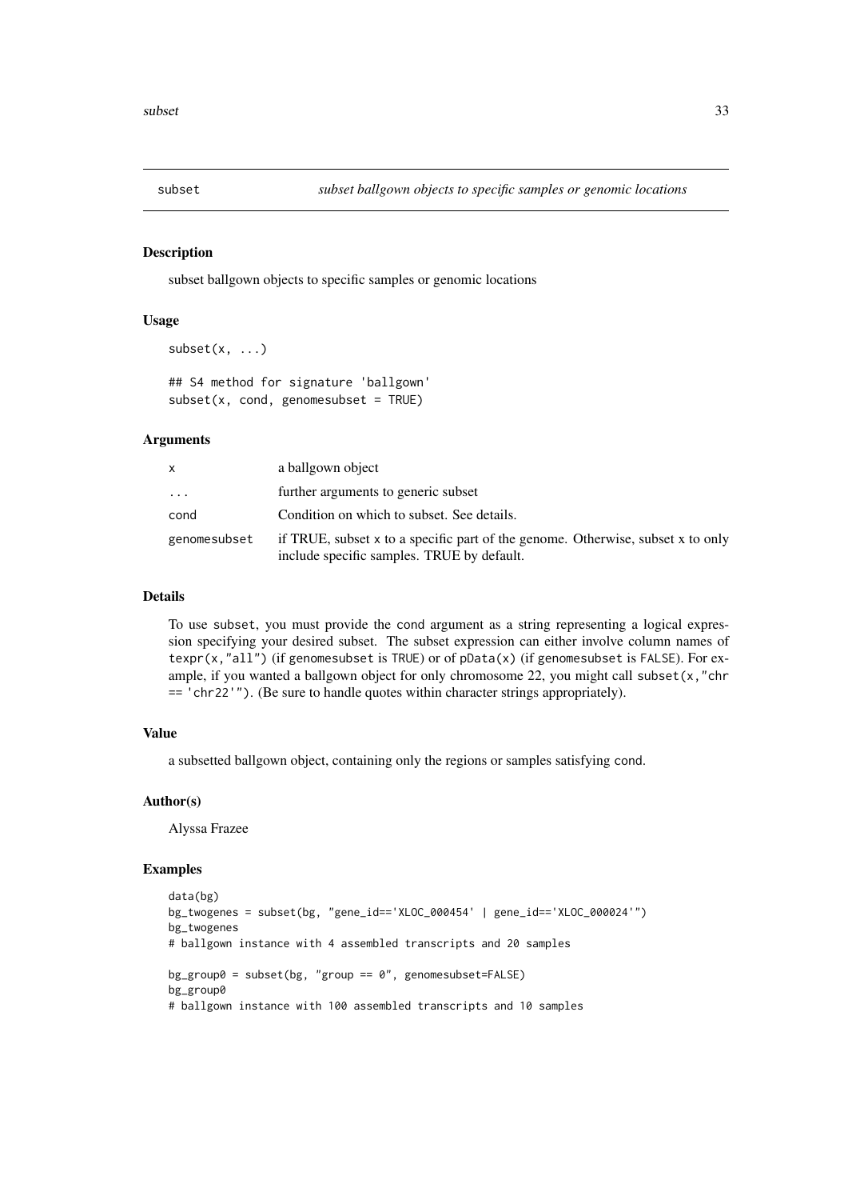## subset — *subset ballgown objects to specific samples or genomic locations*

### Description

subset ballgown objects to specific samples or genomic locations

### Usage

```
subset(x, ...)

## S4 method for signature 'ballgown'
subset(x, cond, genomesubset = TRUE)
```

### Arguments

| | |
|---|---|
| x | a ballgown object |
| ... | further arguments to generic subset |
| cond | Condition on which to subset. See details. |
| genomesubset | if TRUE, subset x to a specific part of the genome. Otherwise, subset x to only include specific samples. TRUE by default. |

### Details

To use subset, you must provide the cond argument as a string representing a logical expression specifying your desired subset. The subset expression can either involve column names of texpr(x,"all") (if genomesubset is TRUE) or of pData(x) (if genomesubset is FALSE). For example, if you wanted a ballgown object for only chromosome 22, you might call subset(x,"chr == 'chr22'"). (Be sure to handle quotes within character strings appropriately).

### Value

a subsetted ballgown object, containing only the regions or samples satisfying cond.

### Author(s)

Alyssa Frazee

### Examples

```
data(bg)
bg_twogenes = subset(bg, "gene_id=='XLOC_000454' | gene_id=='XLOC_000024'")
bg_twogenes
# ballgown instance with 4 assembled transcripts and 20 samples

bg_group0 = subset(bg, "group == 0", genomesubset=FALSE)
bg_group0
# ballgown instance with 100 assembled transcripts and 10 samples
```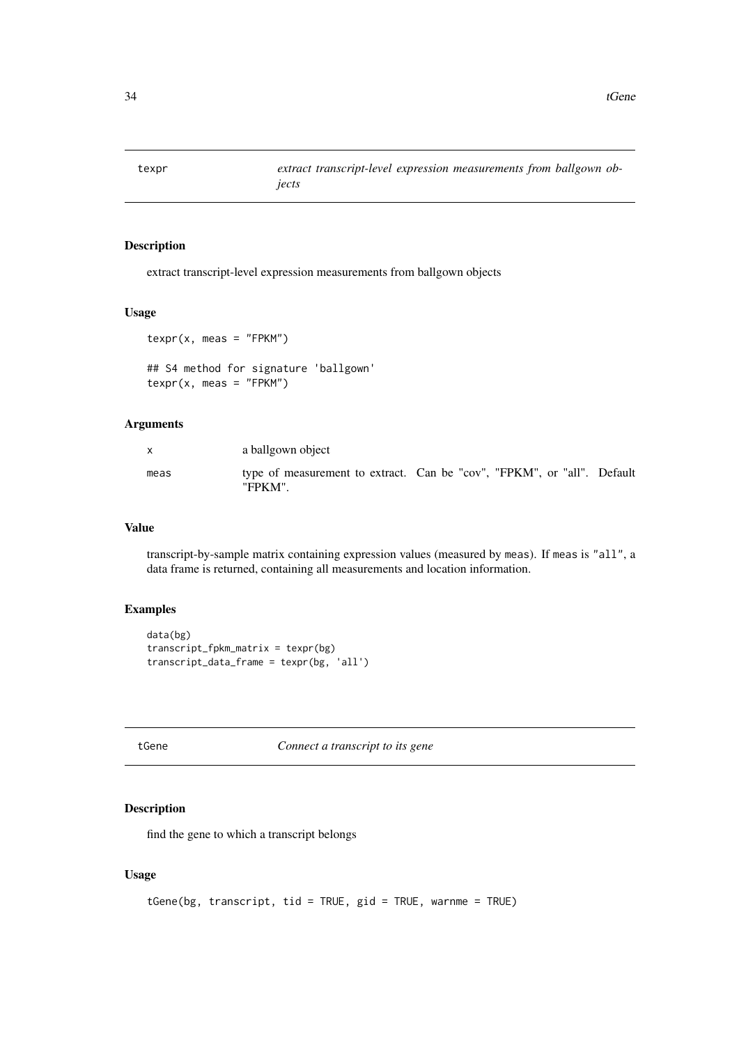## texpr

*extract transcript-level expression measurements from ballgown objects*

### Description

extract transcript-level expression measurements from ballgown objects

### Usage

```
texpr(x, meas = "FPKM")

## S4 method for signature 'ballgown'
texpr(x, meas = "FPKM")
```

### Arguments

| | |
|---|---|
| x | a ballgown object |
| meas | type of measurement to extract. Can be "cov", "FPKM", or "all". Default "FPKM". |

### Value

transcript-by-sample matrix containing expression values (measured by `meas`). If `meas` is `"all"`, a data frame is returned, containing all measurements and location information.

### Examples

```
data(bg)
transcript_fpkm_matrix = texpr(bg)
transcript_data_frame = texpr(bg, 'all')
```

## tGene

*Connect a transcript to its gene*

### Description

find the gene to which a transcript belongs

### Usage

```
tGene(bg, transcript, tid = TRUE, gid = TRUE, warnme = TRUE)
```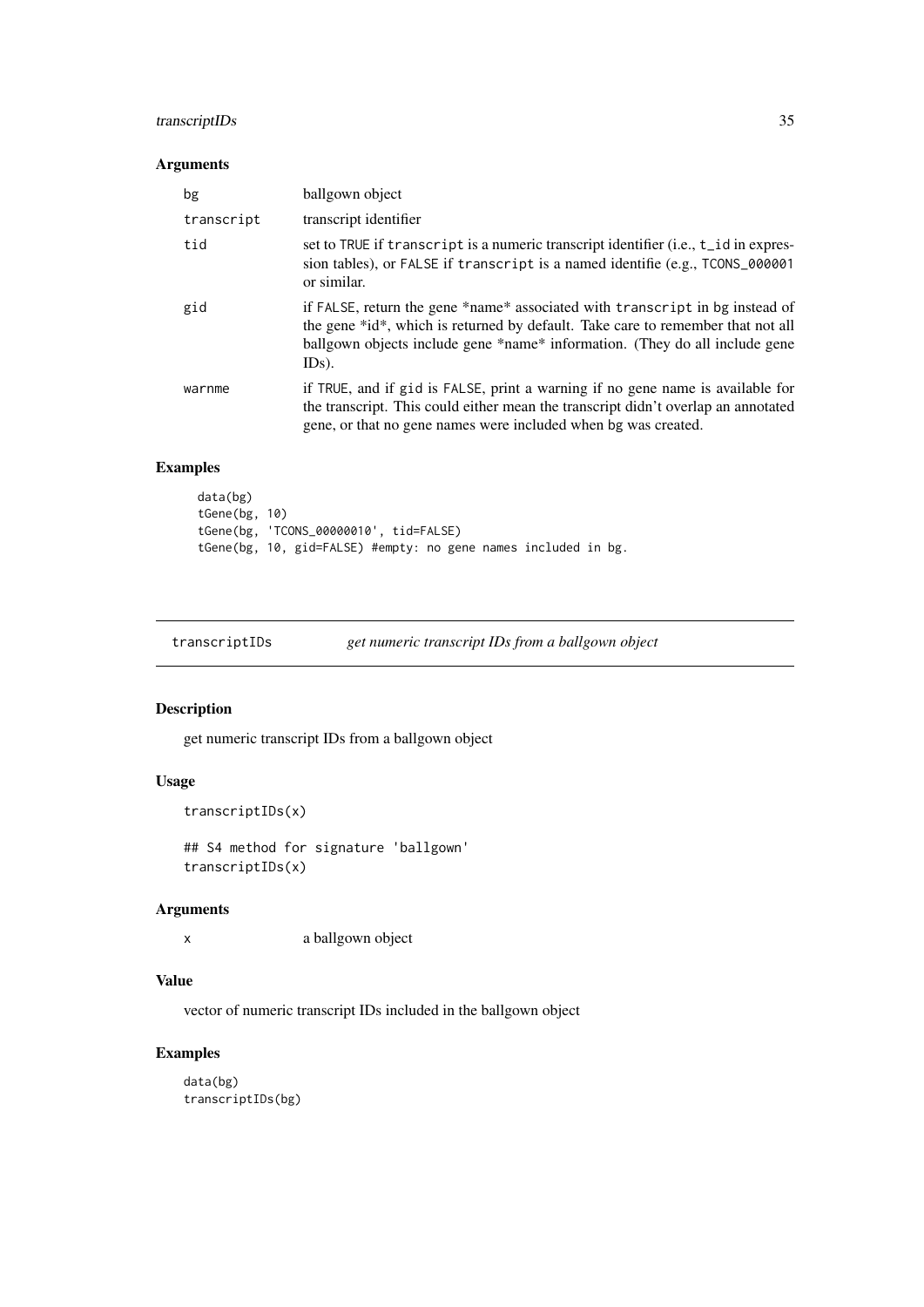### Arguments

| | |
|---|---|
| bg | ballgown object |
| transcript | transcript identifier |
| tid | set to TRUE if transcript is a numeric transcript identifier (i.e., t_id in expression tables), or FALSE if transcript is a named identifie (e.g., TCONS_000001 or similar. |
| gid | if FALSE, return the gene *name* associated with transcript in bg instead of the gene *id*, which is returned by default. Take care to remember that not all ballgown objects include gene *name* information. (They do all include gene IDs). |
| warnme | if TRUE, and if gid is FALSE, print a warning if no gene name is available for the transcript. This could either mean the transcript didn't overlap an annotated gene, or that no gene names were included when bg was created. |

### Examples

```
data(bg)
tGene(bg, 10)
tGene(bg, 'TCONS_00000010', tid=FALSE)
tGene(bg, 10, gid=FALSE) #empty: no gene names included in bg.
```

---

## transcriptIDs — *get numeric transcript IDs from a ballgown object*

---

### Description

get numeric transcript IDs from a ballgown object

### Usage

```
transcriptIDs(x)

## S4 method for signature 'ballgown'
transcriptIDs(x)
```

### Arguments

| | |
|---|---|
| x | a ballgown object |

### Value

vector of numeric transcript IDs included in the ballgown object

### Examples

```
data(bg)
transcriptIDs(bg)
```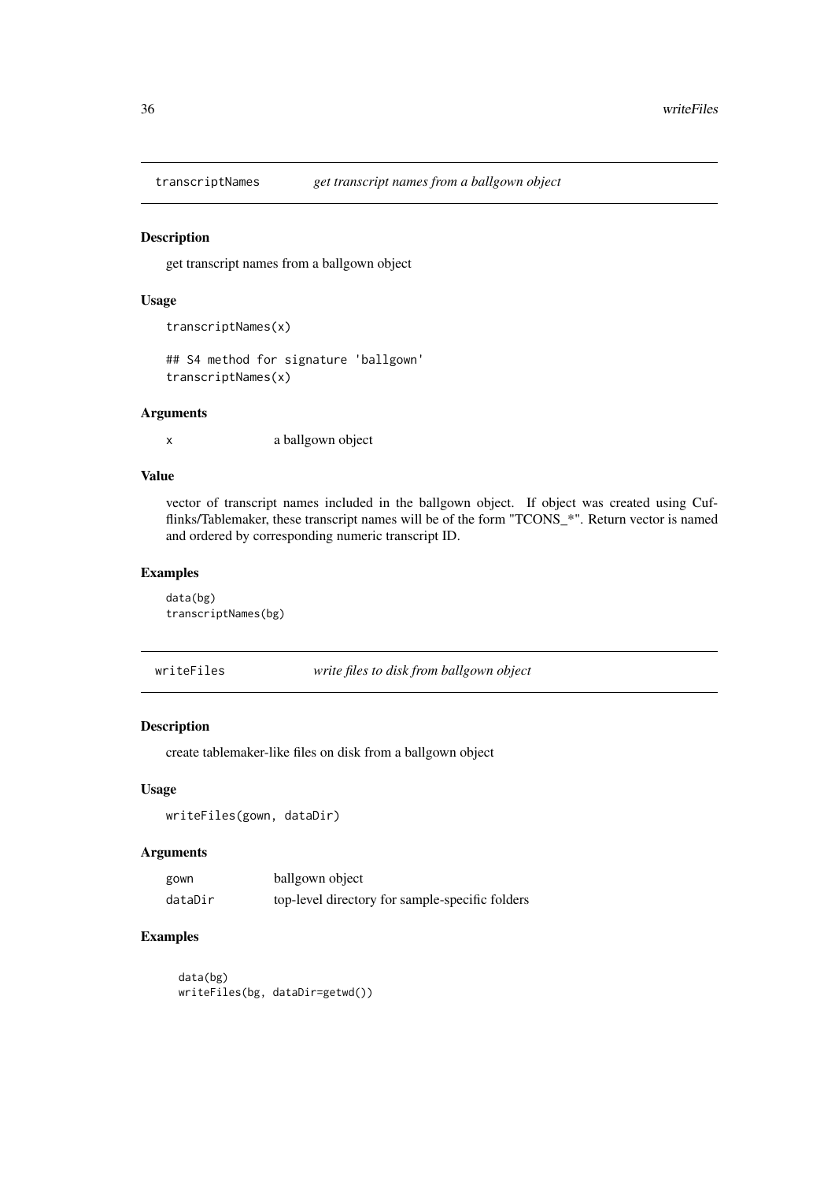## transcriptNames *get transcript names from a ballgown object*

### Description

get transcript names from a ballgown object

### Usage

```
transcriptNames(x)

## S4 method for signature 'ballgown'
transcriptNames(x)
```

### Arguments

| | |
|---|---|
| x | a ballgown object |

### Value

vector of transcript names included in the ballgown object. If object was created using Cufflinks/Tablemaker, these transcript names will be of the form "TCONS_*". Return vector is named and ordered by corresponding numeric transcript ID.

### Examples

```
data(bg)
transcriptNames(bg)
```

## writeFiles *write files to disk from ballgown object*

### Description

create tablemaker-like files on disk from a ballgown object

### Usage

```
writeFiles(gown, dataDir)
```

### Arguments

| | |
|---|---|
| gown | ballgown object |
| dataDir | top-level directory for sample-specific folders |

### Examples

```
data(bg)
writeFiles(bg, dataDir=getwd())
```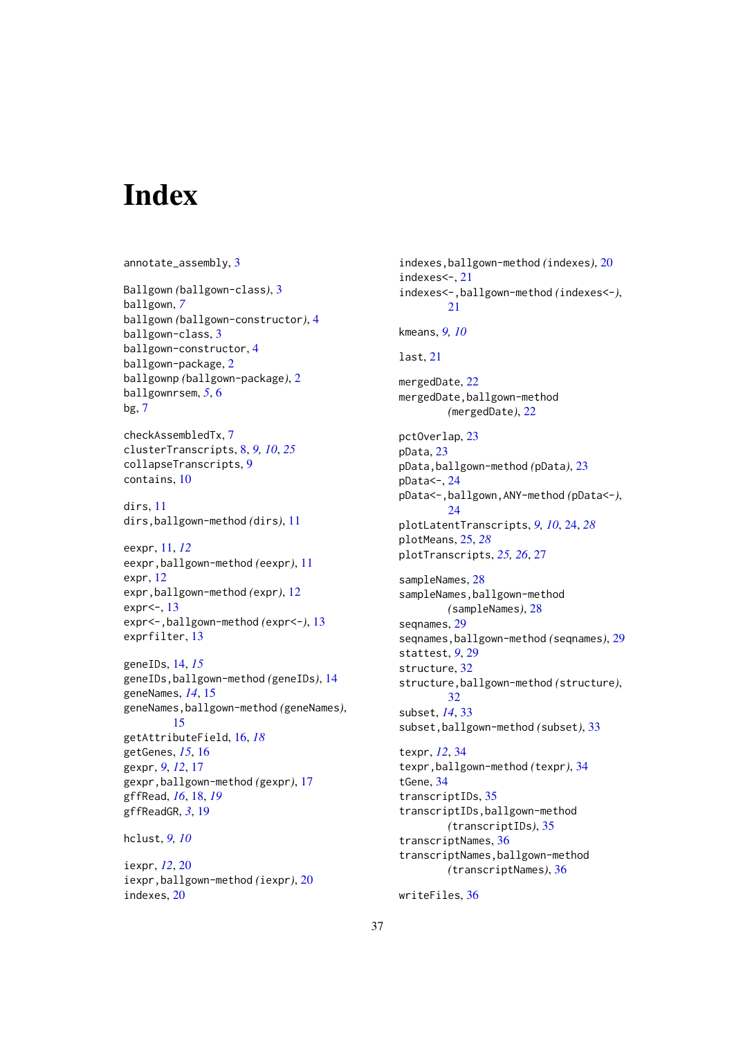# Index

annotate_assembly, 3

Ballgown (ballgown-class), 3
ballgown, *7*
ballgown (ballgown-constructor), 4
ballgown-class, 3
ballgown-constructor, 4
ballgown-package, 2
ballgownp (ballgown-package), 2
ballgownrsem, *5*, 6
bg, 7

checkAssembledTx, 7
clusterTranscripts, 8, *9, 10*, *25*
collapseTranscripts, 9
contains, 10

dirs, 11
dirs,ballgown-method (dirs), 11

eexpr, 11, *12*
eexpr,ballgown-method (eexpr), 11
expr, 12
expr,ballgown-method (expr), 12
expr<-, 13
expr<-,ballgown-method (expr<-), 13
exprfilter, 13

geneIDs, 14, *15*
geneIDs,ballgown-method (geneIDs), 14
geneNames, *14*, 15
geneNames,ballgown-method (geneNames), 15
getAttributeField, 16, *18*
getGenes, *15*, 16
gexpr, *9*, *12*, 17
gexpr,ballgown-method (gexpr), 17
gffRead, *16*, 18, *19*
gffReadGR, *3*, 19

hclust, *9, 10*

iexpr, *12*, 20
iexpr,ballgown-method (iexpr), 20
indexes, 20
indexes,ballgown-method (indexes), 20
indexes<-, 21
indexes<-,ballgown-method (indexes<-), 21

kmeans, *9, 10*

last, 21

mergedDate, 22
mergedDate,ballgown-method (mergedDate), 22

pctOverlap, 23
pData, 23
pData,ballgown-method (pData), 23
pData<-, 24
pData<-,ballgown,ANY-method (pData<-), 24
plotLatentTranscripts, *9, 10*, 24, *28*
plotMeans, 25, *28*
plotTranscripts, *25, 26*, 27

sampleNames, 28
sampleNames,ballgown-method (sampleNames), 28
seqnames, 29
seqnames,ballgown-method (seqnames), 29
stattest, *9*, 29
structure, 32
structure,ballgown-method (structure), 32
subset, *14*, 33
subset,ballgown-method (subset), 33

texpr, *12*, 34
texpr,ballgown-method (texpr), 34
tGene, 34
transcriptIDs, 35
transcriptIDs,ballgown-method (transcriptIDs), 35
transcriptNames, 36
transcriptNames,ballgown-method (transcriptNames), 36

writeFiles, 36